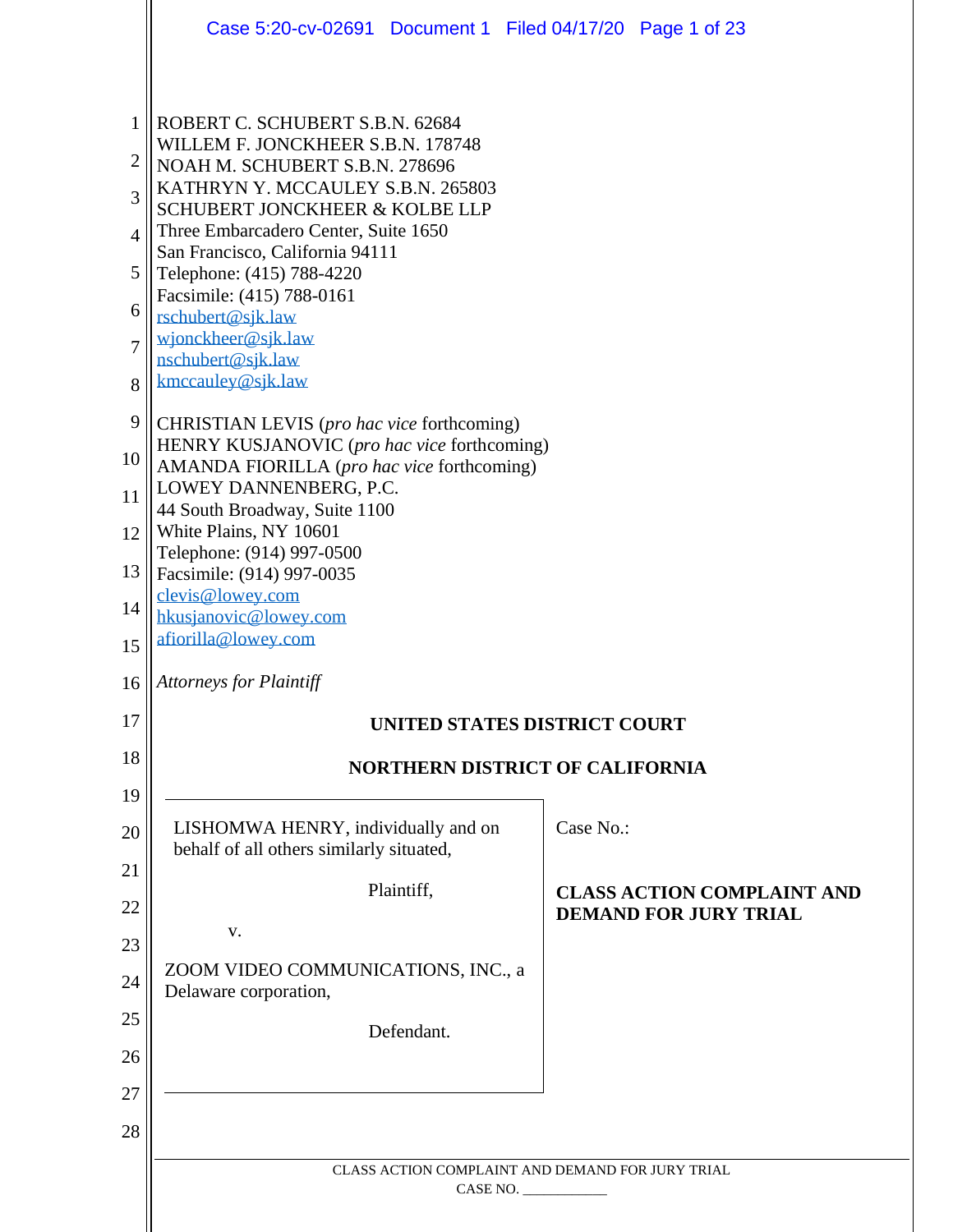ROBERT C. SCHUBERT S.B.N. 62684
WILLEM F. JONCKHEER S.B.N. 178748
NOAH M. SCHUBERT S.B.N. 278696
KATHRYN Y. MCCAULEY S.B.N. 265803
SCHUBERT JONCKHEER & KOLBE LLP
Three Embarcadero Center, Suite 1650
San Francisco, California 94111
Telephone: (415) 788-4220
Facsimile: (415) 788-0161
rschubert@sjk.law
wjonckheer@sjk.law
nschubert@sjk.law
kmccauley@sjk.law

CHRISTIAN LEVIS (*pro hac vice* forthcoming)
HENRY KUSJANOVIC (*pro hac vice* forthcoming)
AMANDA FIORILLA (*pro hac vice* forthcoming)
LOWEY DANNENBERG, P.C.
44 South Broadway, Suite 1100
White Plains, NY 10601
Telephone: (914) 997-0500
Facsimile: (914) 997-0035
clevis@lowey.com
hkusjanovic@lowey.com
afiorilla@lowey.com

*Attorneys for Plaintiff*

**UNITED STATES DISTRICT COURT**

**NORTHERN DISTRICT OF CALIFORNIA**

| | |
|---|---|
| LISHOMWA HENRY, individually and on behalf of all others similarly situated,<br><br>Plaintiff,<br><br>v.<br><br>ZOOM VIDEO COMMUNICATIONS, INC., a Delaware corporation,<br><br>Defendant. | Case No.:<br><br>**CLASS ACTION COMPLAINT AND DEMAND FOR JURY TRIAL** |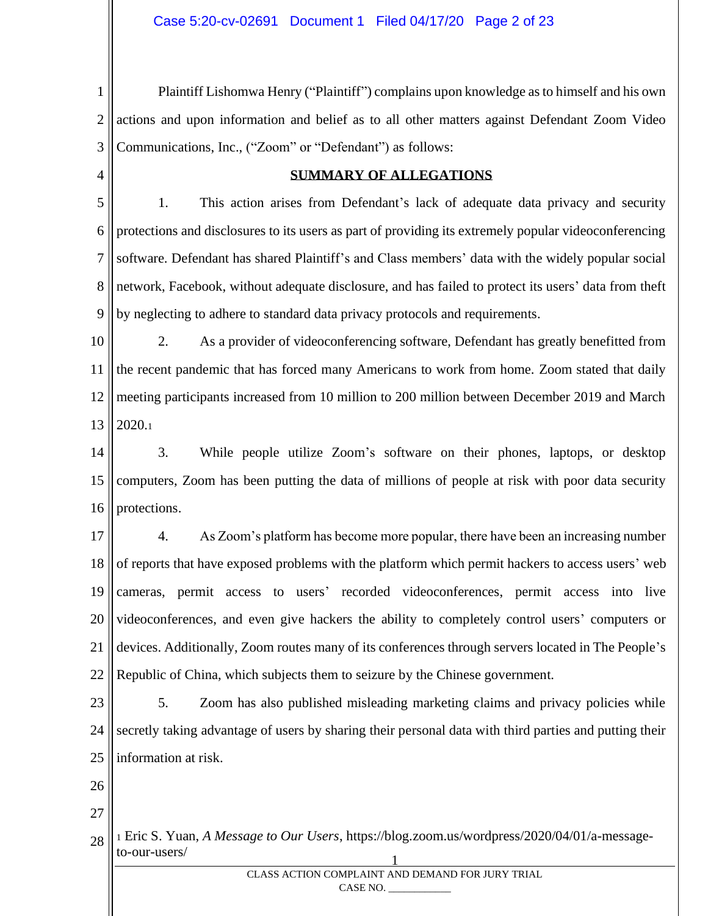Plaintiff Lishomwa Henry ("Plaintiff") complains upon knowledge as to himself and his own actions and upon information and belief as to all other matters against Defendant Zoom Video Communications, Inc., ("Zoom" or "Defendant") as follows:

## SUMMARY OF ALLEGATIONS

1. This action arises from Defendant's lack of adequate data privacy and security protections and disclosures to its users as part of providing its extremely popular videoconferencing software. Defendant has shared Plaintiff's and Class members' data with the widely popular social network, Facebook, without adequate disclosure, and has failed to protect its users' data from theft by neglecting to adhere to standard data privacy protocols and requirements.

2. As a provider of videoconferencing software, Defendant has greatly benefitted from the recent pandemic that has forced many Americans to work from home. Zoom stated that daily meeting participants increased from 10 million to 200 million between December 2019 and March 2020.[1]

3. While people utilize Zoom's software on their phones, laptops, or desktop computers, Zoom has been putting the data of millions of people at risk with poor data security protections.

4. As Zoom's platform has become more popular, there have been an increasing number of reports that have exposed problems with the platform which permit hackers to access users' web cameras, permit access to users' recorded videoconferences, permit access into live videoconferences, and even give hackers the ability to completely control users' computers or devices. Additionally, Zoom routes many of its conferences through servers located in The People's Republic of China, which subjects them to seizure by the Chinese government.

5. Zoom has also published misleading marketing claims and privacy policies while secretly taking advantage of users by sharing their personal data with third parties and putting their information at risk.

[1] Eric S. Yuan, *A Message to Our Users*, https://blog.zoom.us/wordpress/2020/04/01/a-message-to-our-users/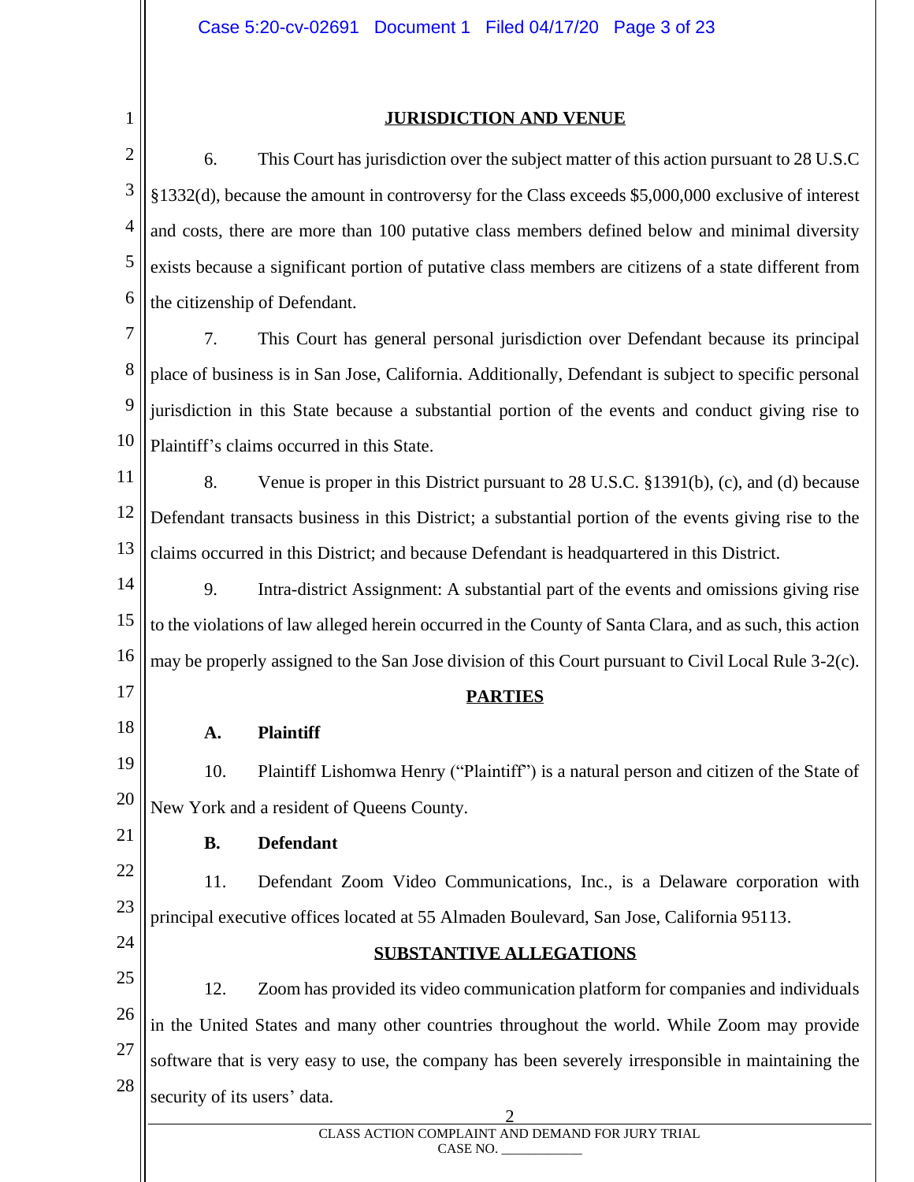## JURISDICTION AND VENUE

6. This Court has jurisdiction over the subject matter of this action pursuant to 28 U.S.C §1332(d), because the amount in controversy for the Class exceeds $5,000,000 exclusive of interest and costs, there are more than 100 putative class members defined below and minimal diversity exists because a significant portion of putative class members are citizens of a state different from the citizenship of Defendant.

7. This Court has general personal jurisdiction over Defendant because its principal place of business is in San Jose, California. Additionally, Defendant is subject to specific personal jurisdiction in this State because a substantial portion of the events and conduct giving rise to Plaintiff's claims occurred in this State.

8. Venue is proper in this District pursuant to 28 U.S.C. §1391(b), (c), and (d) because Defendant transacts business in this District; a substantial portion of the events giving rise to the claims occurred in this District; and because Defendant is headquartered in this District.

9. Intra-district Assignment: A substantial part of the events and omissions giving rise to the violations of law alleged herein occurred in the County of Santa Clara, and as such, this action may be properly assigned to the San Jose division of this Court pursuant to Civil Local Rule 3-2(c).

## PARTIES

### A. Plaintiff

10. Plaintiff Lishomwa Henry ("Plaintiff") is a natural person and citizen of the State of New York and a resident of Queens County.

### B. Defendant

11. Defendant Zoom Video Communications, Inc., is a Delaware corporation with principal executive offices located at 55 Almaden Boulevard, San Jose, California 95113.

## SUBSTANTIVE ALLEGATIONS

12. Zoom has provided its video communication platform for companies and individuals in the United States and many other countries throughout the world. While Zoom may provide software that is very easy to use, the company has been severely irresponsible in maintaining the security of its users' data.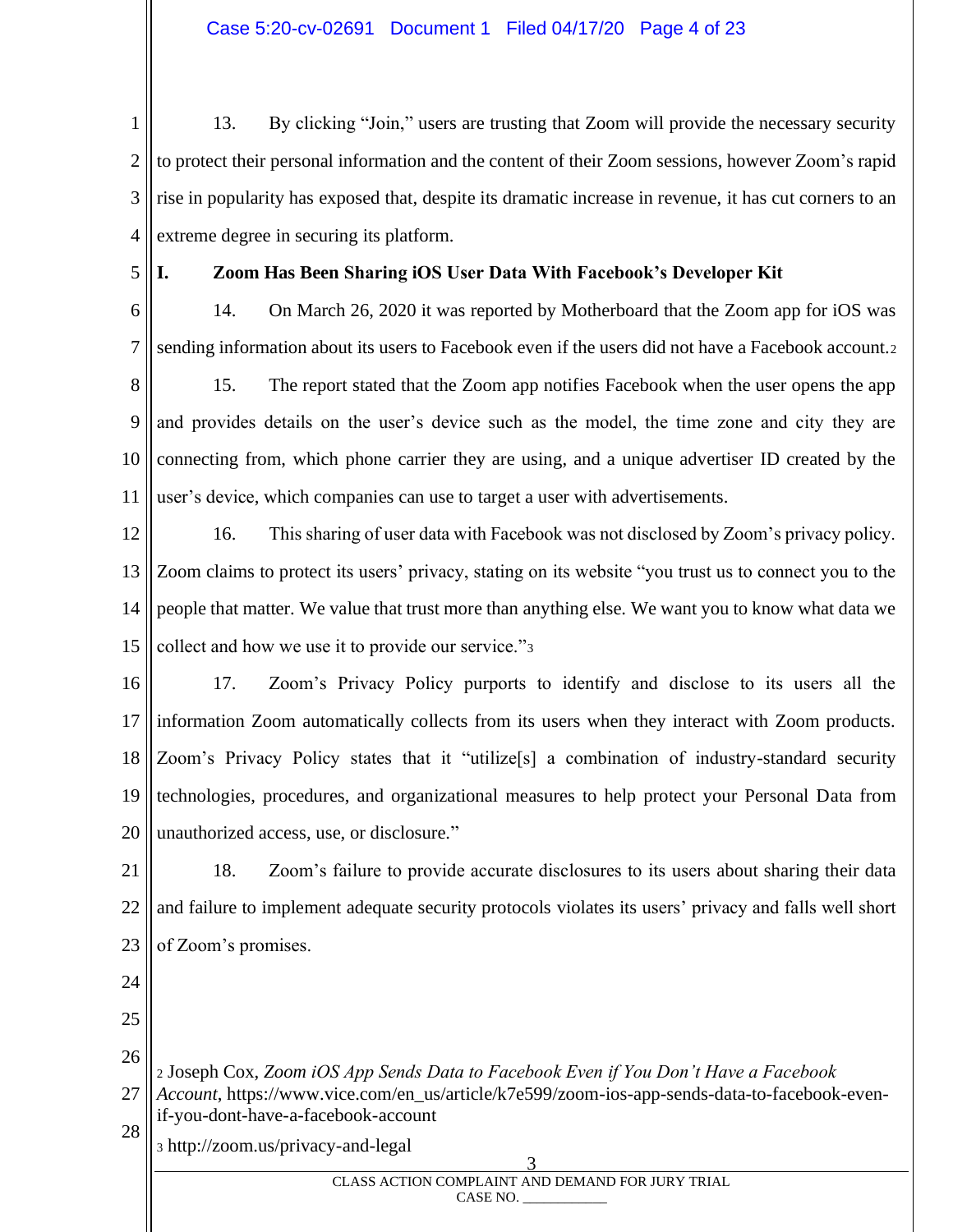13. By clicking "Join," users are trusting that Zoom will provide the necessary security to protect their personal information and the content of their Zoom sessions, however Zoom's rapid rise in popularity has exposed that, despite its dramatic increase in revenue, it has cut corners to an extreme degree in securing its platform.

## I. Zoom Has Been Sharing iOS User Data With Facebook's Developer Kit

14. On March 26, 2020 it was reported by Motherboard that the Zoom app for iOS was sending information about its users to Facebook even if the users did not have a Facebook account.[2]

15. The report stated that the Zoom app notifies Facebook when the user opens the app and provides details on the user's device such as the model, the time zone and city they are connecting from, which phone carrier they are using, and a unique advertiser ID created by the user's device, which companies can use to target a user with advertisements.

16. This sharing of user data with Facebook was not disclosed by Zoom's privacy policy. Zoom claims to protect its users' privacy, stating on its website "you trust us to connect you to the people that matter. We value that trust more than anything else. We want you to know what data we collect and how we use it to provide our service."[3]

17. Zoom's Privacy Policy purports to identify and disclose to its users all the information Zoom automatically collects from its users when they interact with Zoom products. Zoom's Privacy Policy states that it "utilize[s] a combination of industry-standard security technologies, procedures, and organizational measures to help protect your Personal Data from unauthorized access, use, or disclosure."

18. Zoom's failure to provide accurate disclosures to its users about sharing their data and failure to implement adequate security protocols violates its users' privacy and falls well short of Zoom's promises.

---

[2] Joseph Cox, *Zoom iOS App Sends Data to Facebook Even if You Don't Have a Facebook Account*, https://www.vice.com/en_us/article/k7e599/zoom-ios-app-sends-data-to-facebook-even-if-you-dont-have-a-facebook-account

[3] http://zoom.us/privacy-and-legal

CLASS ACTION COMPLAINT AND DEMAND FOR JURY TRIAL
CASE NO. ___________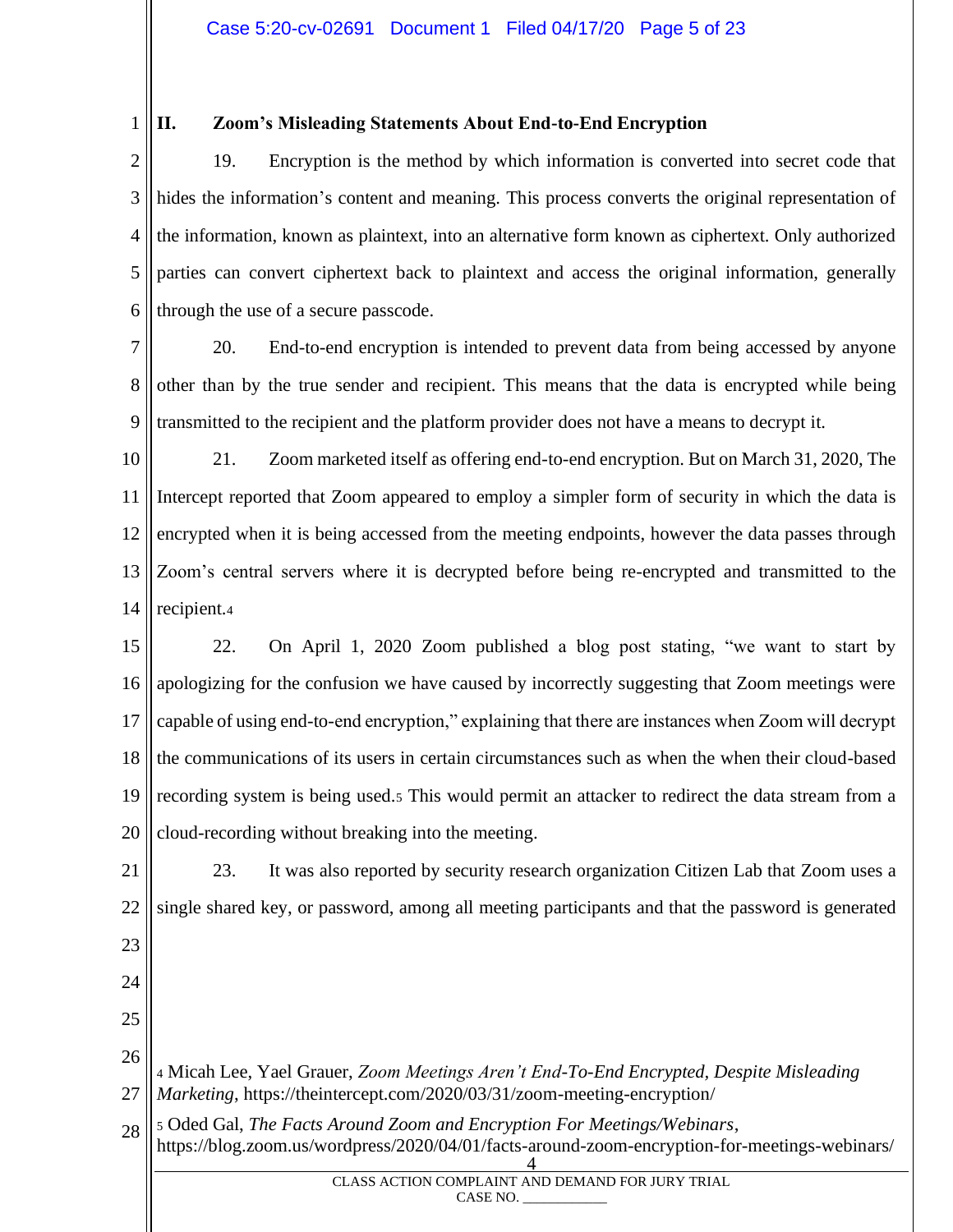## II. Zoom's Misleading Statements About End-to-End Encryption

19. Encryption is the method by which information is converted into secret code that hides the information's content and meaning. This process converts the original representation of the information, known as plaintext, into an alternative form known as ciphertext. Only authorized parties can convert ciphertext back to plaintext and access the original information, generally through the use of a secure passcode.

20. End-to-end encryption is intended to prevent data from being accessed by anyone other than by the true sender and recipient. This means that the data is encrypted while being transmitted to the recipient and the platform provider does not have a means to decrypt it.

21. Zoom marketed itself as offering end-to-end encryption. But on March 31, 2020, The Intercept reported that Zoom appeared to employ a simpler form of security in which the data is encrypted when it is being accessed from the meeting endpoints, however the data passes through Zoom's central servers where it is decrypted before being re-encrypted and transmitted to the recipient.[4]

22. On April 1, 2020 Zoom published a blog post stating, "we want to start by apologizing for the confusion we have caused by incorrectly suggesting that Zoom meetings were capable of using end-to-end encryption," explaining that there are instances when Zoom will decrypt the communications of its users in certain circumstances such as when the when their cloud-based recording system is being used.[5] This would permit an attacker to redirect the data stream from a cloud-recording without breaking into the meeting.

23. It was also reported by security research organization Citizen Lab that Zoom uses a single shared key, or password, among all meeting participants and that the password is generated

---

[4] Micah Lee, Yael Grauer, *Zoom Meetings Aren't End-To-End Encrypted, Despite Misleading Marketing*, https://theintercept.com/2020/03/31/zoom-meeting-encryption/

[5] Oded Gal, *The Facts Around Zoom and Encryption For Meetings/Webinars*, https://blog.zoom.us/wordpress/2020/04/01/facts-around-zoom-encryption-for-meetings-webinars/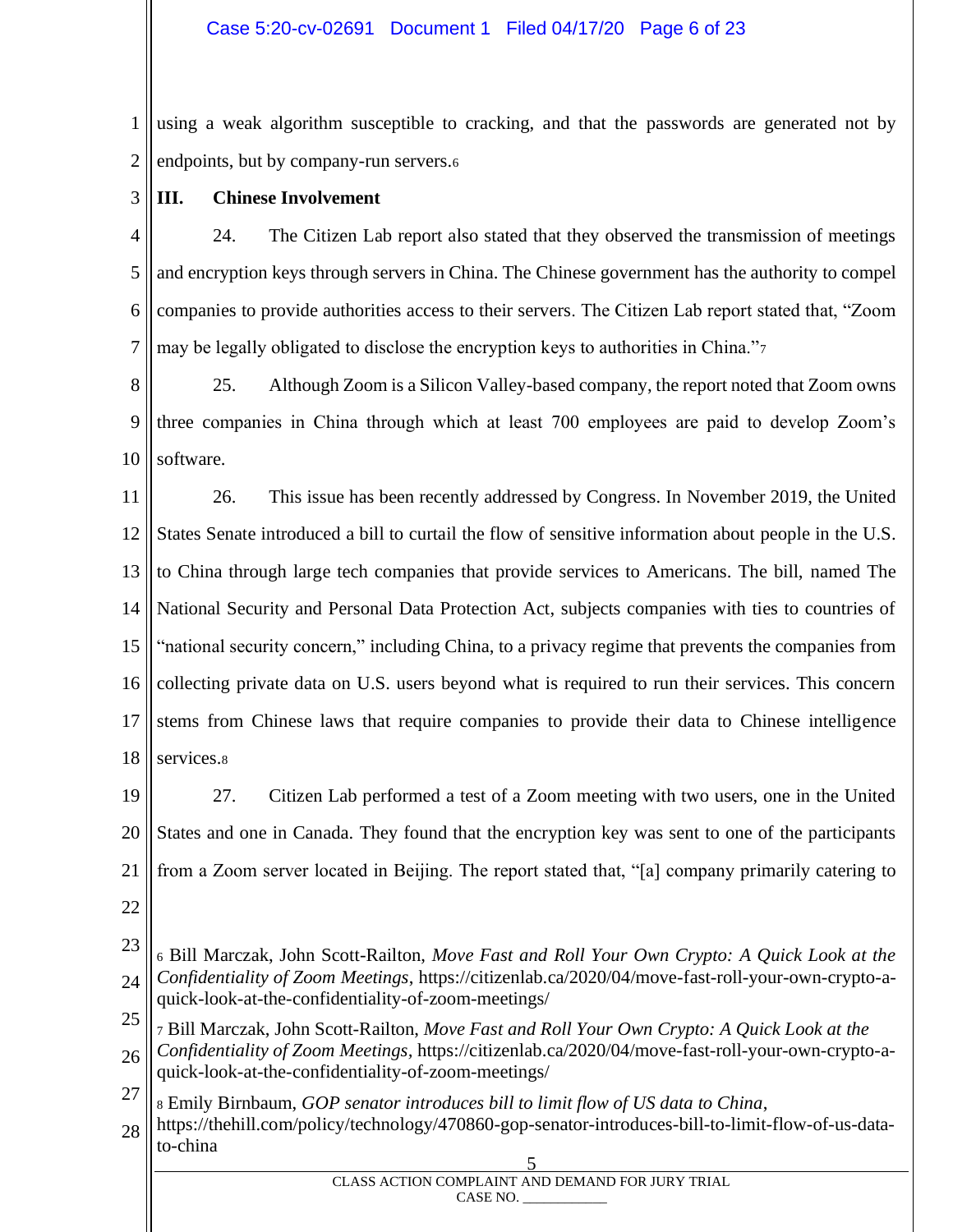using a weak algorithm susceptible to cracking, and that the passwords are generated not by endpoints, but by company-run servers.[6]

## III. Chinese Involvement

24. The Citizen Lab report also stated that they observed the transmission of meetings and encryption keys through servers in China. The Chinese government has the authority to compel companies to provide authorities access to their servers. The Citizen Lab report stated that, "Zoom may be legally obligated to disclose the encryption keys to authorities in China."[7]

25. Although Zoom is a Silicon Valley-based company, the report noted that Zoom owns three companies in China through which at least 700 employees are paid to develop Zoom's software.

26. This issue has been recently addressed by Congress. In November 2019, the United States Senate introduced a bill to curtail the flow of sensitive information about people in the U.S. to China through large tech companies that provide services to Americans. The bill, named The National Security and Personal Data Protection Act, subjects companies with ties to countries of "national security concern," including China, to a privacy regime that prevents the companies from collecting private data on U.S. users beyond what is required to run their services. This concern stems from Chinese laws that require companies to provide their data to Chinese intelligence services.[8]

27. Citizen Lab performed a test of a Zoom meeting with two users, one in the United States and one in Canada. They found that the encryption key was sent to one of the participants from a Zoom server located in Beijing. The report stated that, "[a] company primarily catering to

---

[6] Bill Marczak, John Scott-Railton, *Move Fast and Roll Your Own Crypto: A Quick Look at the Confidentiality of Zoom Meetings*, https://citizenlab.ca/2020/04/move-fast-roll-your-own-crypto-a-quick-look-at-the-confidentiality-of-zoom-meetings/

[7] Bill Marczak, John Scott-Railton, *Move Fast and Roll Your Own Crypto: A Quick Look at the Confidentiality of Zoom Meetings*, https://citizenlab.ca/2020/04/move-fast-roll-your-own-crypto-a-quick-look-at-the-confidentiality-of-zoom-meetings/

[8] Emily Birnbaum, *GOP senator introduces bill to limit flow of US data to China*, https://thehill.com/policy/technology/470860-gop-senator-introduces-bill-to-limit-flow-of-us-data-to-china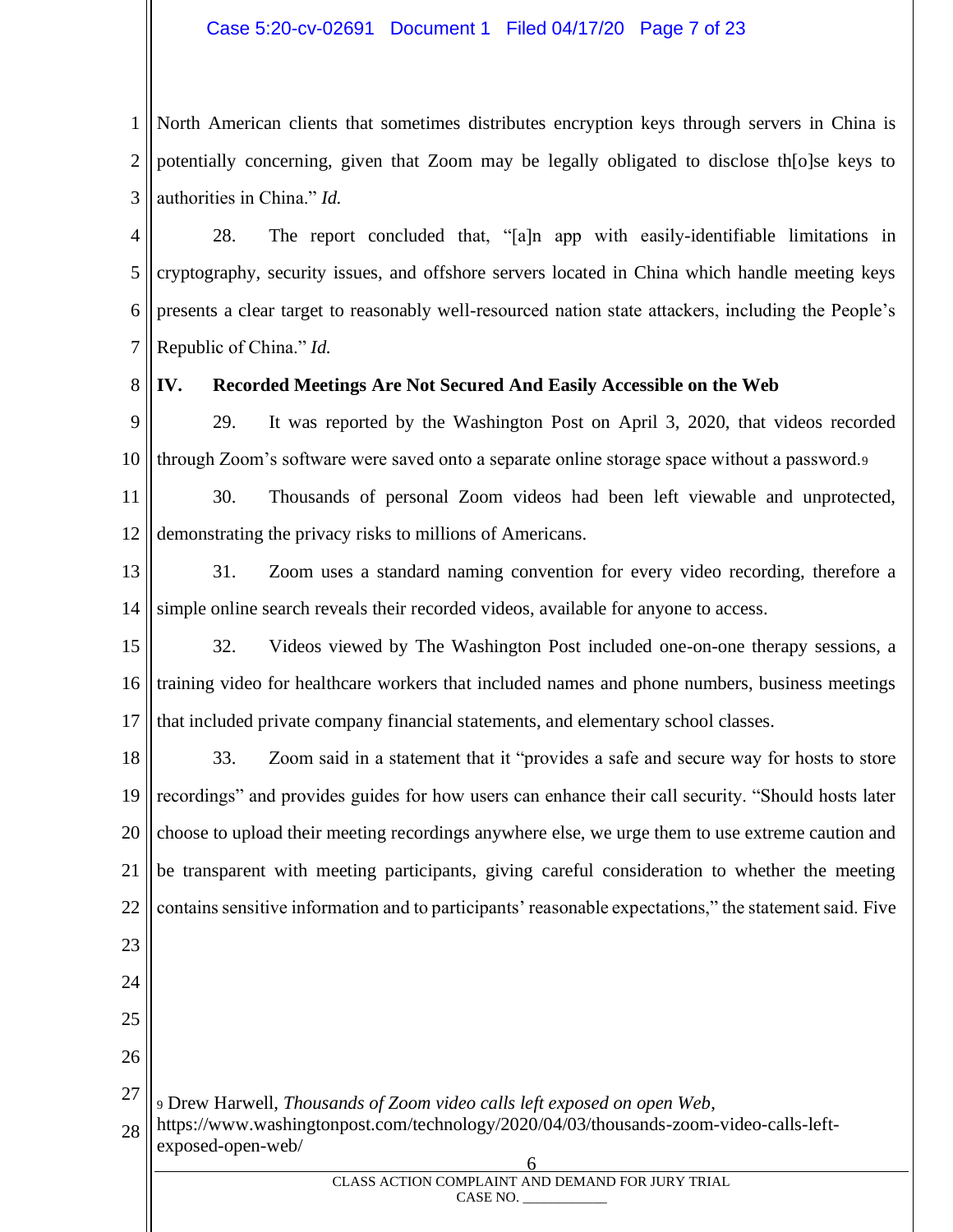North American clients that sometimes distributes encryption keys through servers in China is potentially concerning, given that Zoom may be legally obligated to disclose th[o]se keys to authorities in China." *Id.*

28. The report concluded that, "[a]n app with easily-identifiable limitations in cryptography, security issues, and offshore servers located in China which handle meeting keys presents a clear target to reasonably well-resourced nation state attackers, including the People's Republic of China." *Id.*

## IV. Recorded Meetings Are Not Secured And Easily Accessible on the Web

29. It was reported by the Washington Post on April 3, 2020, that videos recorded through Zoom's software were saved onto a separate online storage space without a password.[9]

30. Thousands of personal Zoom videos had been left viewable and unprotected, demonstrating the privacy risks to millions of Americans.

31. Zoom uses a standard naming convention for every video recording, therefore a simple online search reveals their recorded videos, available for anyone to access.

32. Videos viewed by The Washington Post included one-on-one therapy sessions, a training video for healthcare workers that included names and phone numbers, business meetings that included private company financial statements, and elementary school classes.

33. Zoom said in a statement that it "provides a safe and secure way for hosts to store recordings" and provides guides for how users can enhance their call security. "Should hosts later choose to upload their meeting recordings anywhere else, we urge them to use extreme caution and be transparent with meeting participants, giving careful consideration to whether the meeting contains sensitive information and to participants' reasonable expectations," the statement said. Five

---

[9] Drew Harwell, *Thousands of Zoom video calls left exposed on open Web*, https://www.washingtonpost.com/technology/2020/04/03/thousands-zoom-video-calls-left-exposed-open-web/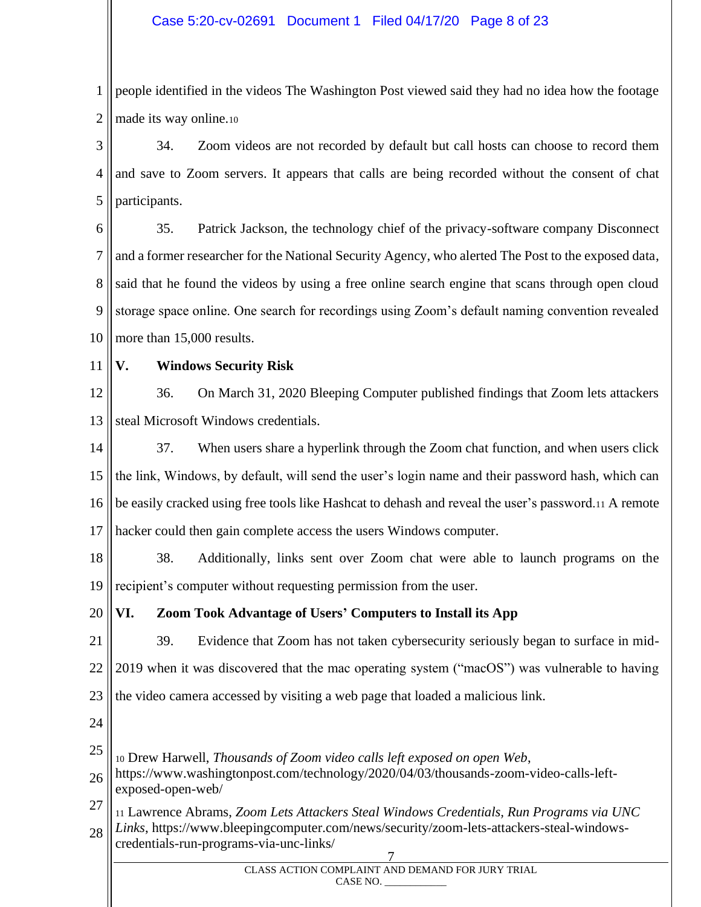people identified in the videos The Washington Post viewed said they had no idea how the footage made its way online.[10]

34. Zoom videos are not recorded by default but call hosts can choose to record them and save to Zoom servers. It appears that calls are being recorded without the consent of chat participants.

35. Patrick Jackson, the technology chief of the privacy-software company Disconnect and a former researcher for the National Security Agency, who alerted The Post to the exposed data, said that he found the videos by using a free online search engine that scans through open cloud storage space online. One search for recordings using Zoom's default naming convention revealed more than 15,000 results.

## V. Windows Security Risk

36. On March 31, 2020 Bleeping Computer published findings that Zoom lets attackers steal Microsoft Windows credentials.

37. When users share a hyperlink through the Zoom chat function, and when users click the link, Windows, by default, will send the user's login name and their password hash, which can be easily cracked using free tools like Hashcat to dehash and reveal the user's password.[11] A remote hacker could then gain complete access the users Windows computer.

38. Additionally, links sent over Zoom chat were able to launch programs on the recipient's computer without requesting permission from the user.

## VI. Zoom Took Advantage of Users' Computers to Install its App

39. Evidence that Zoom has not taken cybersecurity seriously began to surface in mid-2019 when it was discovered that the mac operating system ("macOS") was vulnerable to having the video camera accessed by visiting a web page that loaded a malicious link.

---

[10] Drew Harwell, *Thousands of Zoom video calls left exposed on open Web*, https://www.washingtonpost.com/technology/2020/04/03/thousands-zoom-video-calls-left-exposed-open-web/

[11] Lawrence Abrams, *Zoom Lets Attackers Steal Windows Credentials, Run Programs via UNC Links*, https://www.bleepingcomputer.com/news/security/zoom-lets-attackers-steal-windows-credentials-run-programs-via-unc-links/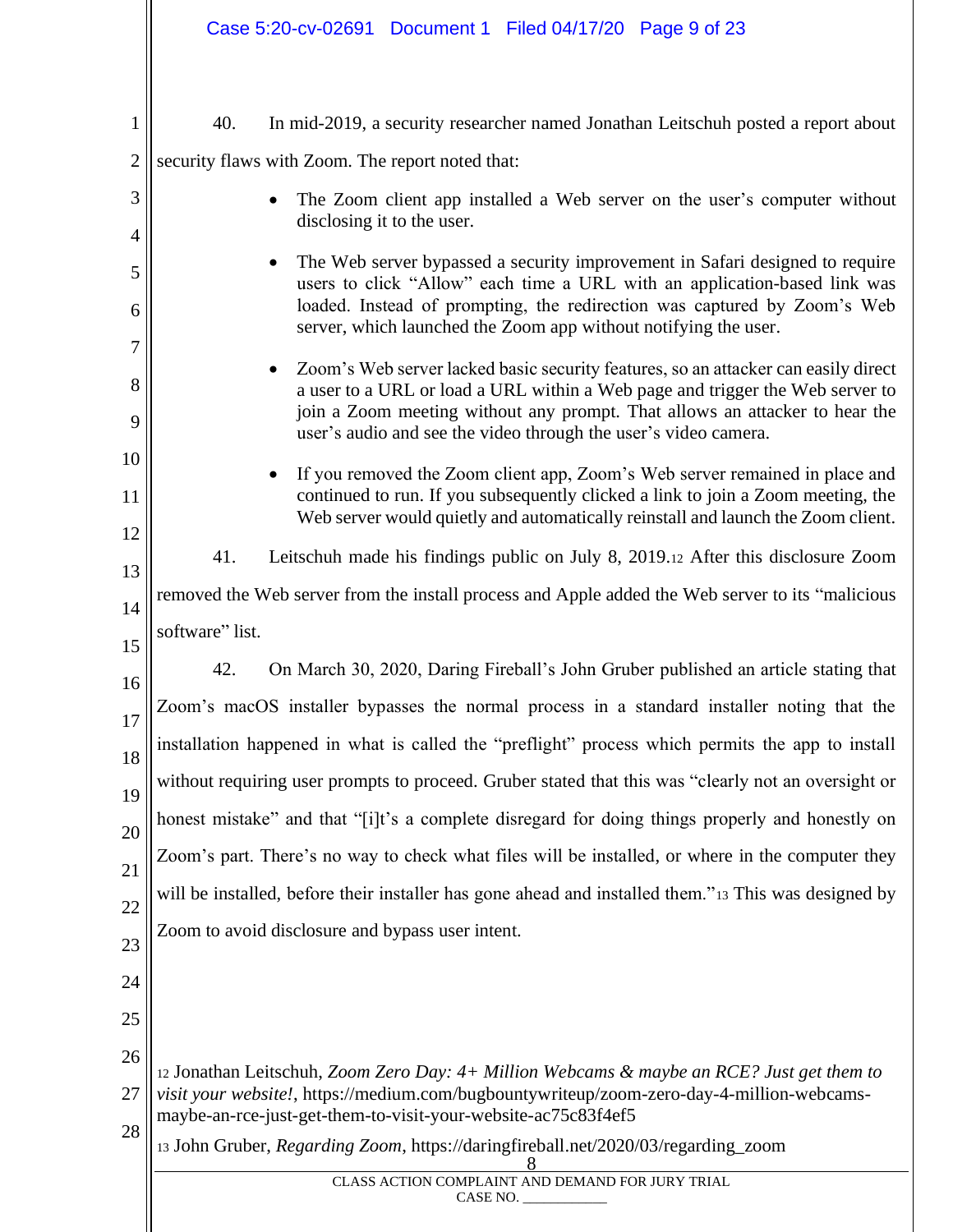40. In mid-2019, a security researcher named Jonathan Leitschuh posted a report about security flaws with Zoom. The report noted that:

- The Zoom client app installed a Web server on the user's computer without disclosing it to the user.
- The Web server bypassed a security improvement in Safari designed to require users to click "Allow" each time a URL with an application-based link was loaded. Instead of prompting, the redirection was captured by Zoom's Web server, which launched the Zoom app without notifying the user.
- Zoom's Web server lacked basic security features, so an attacker can easily direct a user to a URL or load a URL within a Web page and trigger the Web server to join a Zoom meeting without any prompt. That allows an attacker to hear the user's audio and see the video through the user's video camera.
- If you removed the Zoom client app, Zoom's Web server remained in place and continued to run. If you subsequently clicked a link to join a Zoom meeting, the Web server would quietly and automatically reinstall and launch the Zoom client.

41. Leitschuh made his findings public on July 8, 2019.[12] After this disclosure Zoom removed the Web server from the install process and Apple added the Web server to its "malicious software" list.

42. On March 30, 2020, Daring Fireball's John Gruber published an article stating that Zoom's macOS installer bypasses the normal process in a standard installer noting that the installation happened in what is called the "preflight" process which permits the app to install without requiring user prompts to proceed. Gruber stated that this was "clearly not an oversight or honest mistake" and that "[i]t's a complete disregard for doing things properly and honestly on Zoom's part. There's no way to check what files will be installed, or where in the computer they will be installed, before their installer has gone ahead and installed them."[13] This was designed by Zoom to avoid disclosure and bypass user intent.

---

[12] Jonathan Leitschuh, *Zoom Zero Day: 4+ Million Webcams & maybe an RCE? Just get them to visit your website!*, https://medium.com/bugbountywriteup/zoom-zero-day-4-million-webcams-maybe-an-rce-just-get-them-to-visit-your-website-ac75c83f4ef5

[13] John Gruber, *Regarding Zoom*, https://daringfireball.net/2020/03/regarding_zoom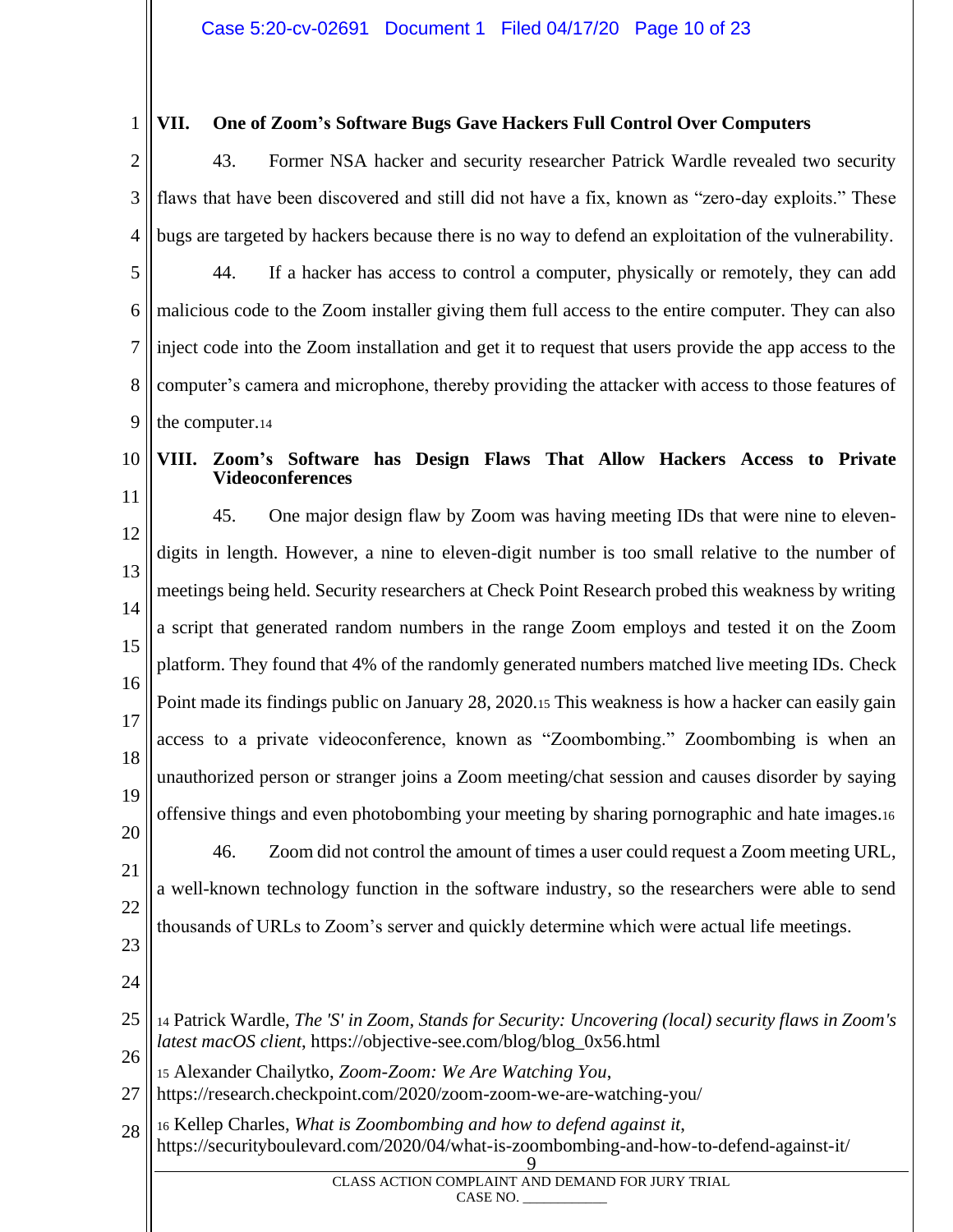## VII. One of Zoom's Software Bugs Gave Hackers Full Control Over Computers

43. Former NSA hacker and security researcher Patrick Wardle revealed two security flaws that have been discovered and still did not have a fix, known as "zero-day exploits." These bugs are targeted by hackers because there is no way to defend an exploitation of the vulnerability.

44. If a hacker has access to control a computer, physically or remotely, they can add malicious code to the Zoom installer giving them full access to the entire computer. They can also inject code into the Zoom installation and get it to request that users provide the app access to the computer's camera and microphone, thereby providing the attacker with access to those features of the computer.[14]

## VIII. Zoom's Software has Design Flaws That Allow Hackers Access to Private Videoconferences

45. One major design flaw by Zoom was having meeting IDs that were nine to eleven-digits in length. However, a nine to eleven-digit number is too small relative to the number of meetings being held. Security researchers at Check Point Research probed this weakness by writing a script that generated random numbers in the range Zoom employs and tested it on the Zoom platform. They found that 4% of the randomly generated numbers matched live meeting IDs. Check Point made its findings public on January 28, 2020.[15] This weakness is how a hacker can easily gain access to a private videoconference, known as "Zoombombing." Zoombombing is when an unauthorized person or stranger joins a Zoom meeting/chat session and causes disorder by saying offensive things and even photobombing your meeting by sharing pornographic and hate images.[16]

46. Zoom did not control the amount of times a user could request a Zoom meeting URL, a well-known technology function in the software industry, so the researchers were able to send thousands of URLs to Zoom's server and quickly determine which were actual life meetings.

---

[14] Patrick Wardle, *The 'S' in Zoom, Stands for Security: Uncovering (local) security flaws in Zoom's latest macOS client*, https://objective-see.com/blog/blog_0x56.html

[15] Alexander Chailytko, *Zoom-Zoom: We Are Watching You*, https://research.checkpoint.com/2020/zoom-zoom-we-are-watching-you/

[16] Kellep Charles, *What is Zoombombing and how to defend against it*, https://securityboulevard.com/2020/04/what-is-zoombombing-and-how-to-defend-against-it/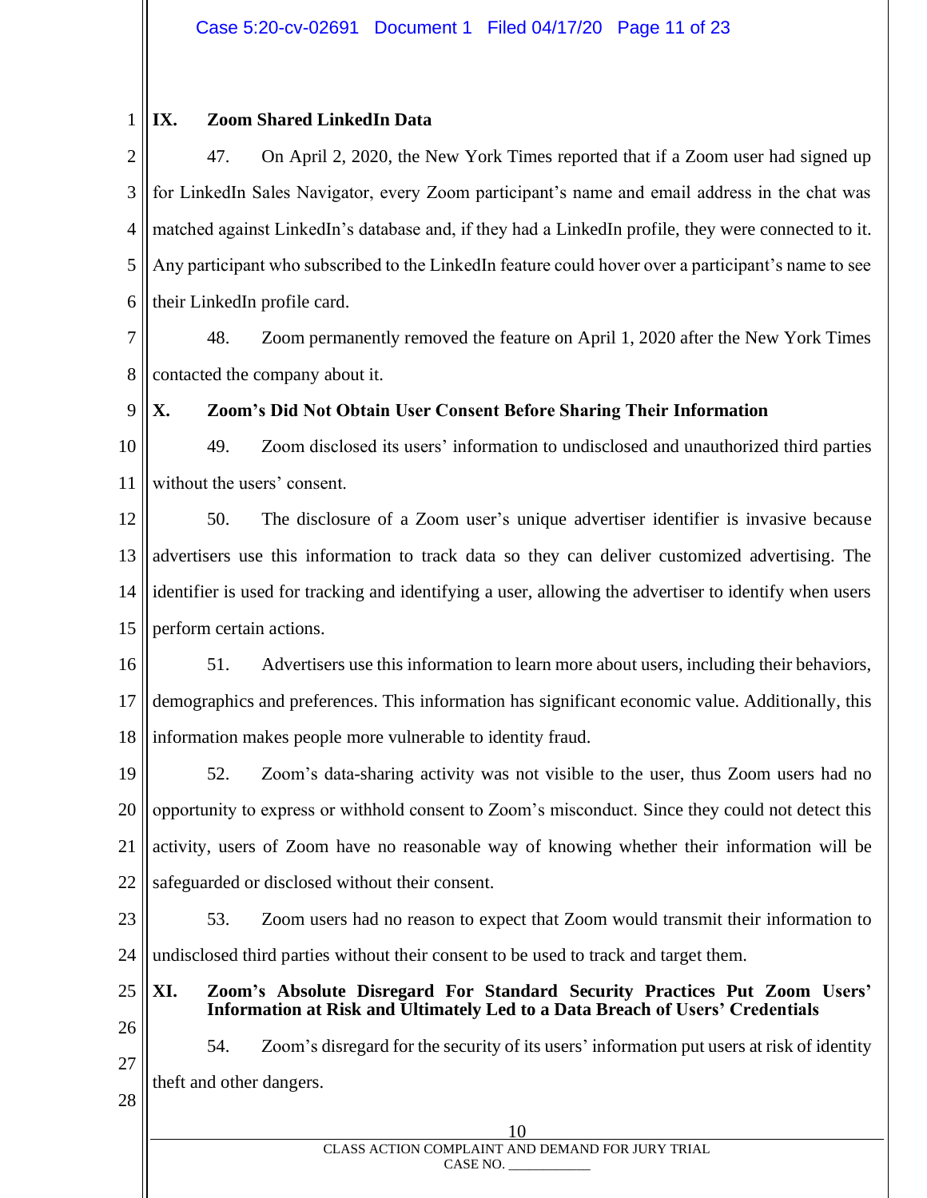## IX. Zoom Shared LinkedIn Data

47. On April 2, 2020, the New York Times reported that if a Zoom user had signed up for LinkedIn Sales Navigator, every Zoom participant's name and email address in the chat was matched against LinkedIn's database and, if they had a LinkedIn profile, they were connected to it. Any participant who subscribed to the LinkedIn feature could hover over a participant's name to see their LinkedIn profile card.

48. Zoom permanently removed the feature on April 1, 2020 after the New York Times contacted the company about it.

## X. Zoom's Did Not Obtain User Consent Before Sharing Their Information

49. Zoom disclosed its users' information to undisclosed and unauthorized third parties without the users' consent.

50. The disclosure of a Zoom user's unique advertiser identifier is invasive because advertisers use this information to track data so they can deliver customized advertising. The identifier is used for tracking and identifying a user, allowing the advertiser to identify when users perform certain actions.

51. Advertisers use this information to learn more about users, including their behaviors, demographics and preferences. This information has significant economic value. Additionally, this information makes people more vulnerable to identity fraud.

52. Zoom's data-sharing activity was not visible to the user, thus Zoom users had no opportunity to express or withhold consent to Zoom's misconduct. Since they could not detect this activity, users of Zoom have no reasonable way of knowing whether their information will be safeguarded or disclosed without their consent.

53. Zoom users had no reason to expect that Zoom would transmit their information to undisclosed third parties without their consent to be used to track and target them.

## XI. Zoom's Absolute Disregard For Standard Security Practices Put Zoom Users' Information at Risk and Ultimately Led to a Data Breach of Users' Credentials

54. Zoom's disregard for the security of its users' information put users at risk of identity theft and other dangers.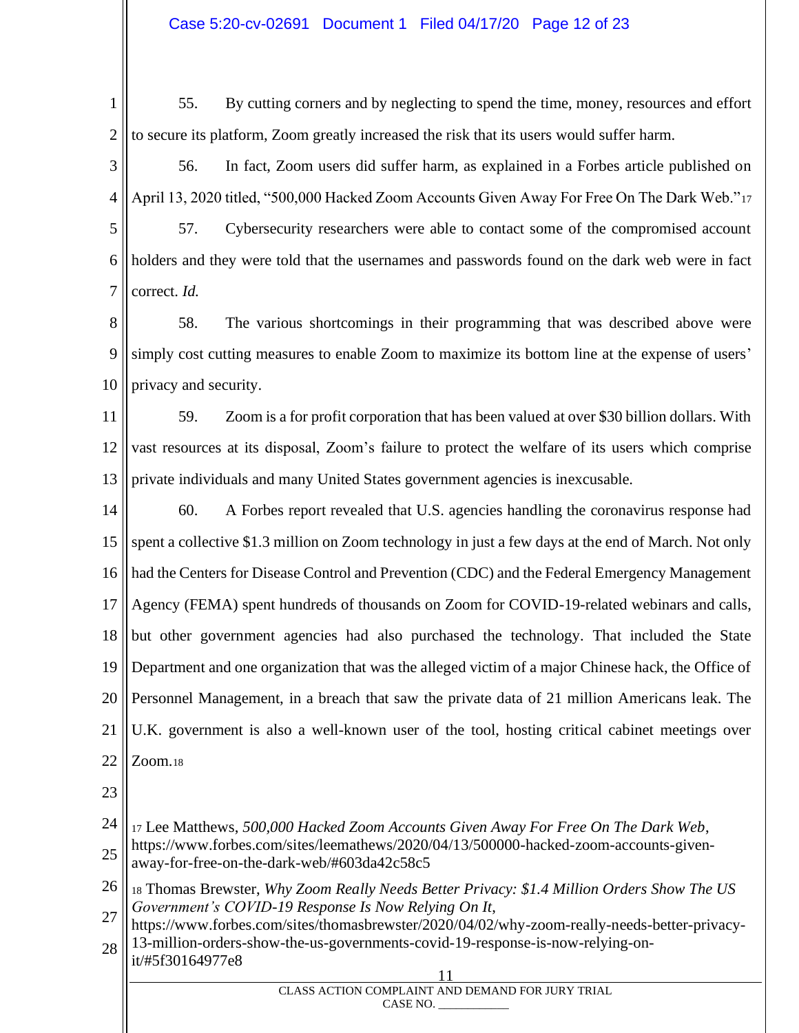55. By cutting corners and by neglecting to spend the time, money, resources and effort to secure its platform, Zoom greatly increased the risk that its users would suffer harm.

56. In fact, Zoom users did suffer harm, as explained in a Forbes article published on April 13, 2020 titled, "500,000 Hacked Zoom Accounts Given Away For Free On The Dark Web."[17]

57. Cybersecurity researchers were able to contact some of the compromised account holders and they were told that the usernames and passwords found on the dark web were in fact correct. *Id.*

58. The various shortcomings in their programming that was described above were simply cost cutting measures to enable Zoom to maximize its bottom line at the expense of users' privacy and security.

59. Zoom is a for profit corporation that has been valued at over $30 billion dollars. With vast resources at its disposal, Zoom's failure to protect the welfare of its users which comprise private individuals and many United States government agencies is inexcusable.

60. A Forbes report revealed that U.S. agencies handling the coronavirus response had spent a collective $1.3 million on Zoom technology in just a few days at the end of March. Not only had the Centers for Disease Control and Prevention (CDC) and the Federal Emergency Management Agency (FEMA) spent hundreds of thousands on Zoom for COVID-19-related webinars and calls, but other government agencies had also purchased the technology. That included the State Department and one organization that was the alleged victim of a major Chinese hack, the Office of Personnel Management, in a breach that saw the private data of 21 million Americans leak. The U.K. government is also a well-known user of the tool, hosting critical cabinet meetings over Zoom.[18]

---

[17] Lee Matthews, *500,000 Hacked Zoom Accounts Given Away For Free On The Dark Web*, https://www.forbes.com/sites/leemathews/2020/04/13/500000-hacked-zoom-accounts-given-away-for-free-on-the-dark-web/#603da42c58c5

[18] Thomas Brewster, *Why Zoom Really Needs Better Privacy: $1.4 Million Orders Show The US Government's COVID-19 Response Is Now Relying On It*, https://www.forbes.com/sites/thomasbrewster/2020/04/02/why-zoom-really-needs-better-privacy-13-million-orders-show-the-us-governments-covid-19-response-is-now-relying-on-it/#5f30164977e8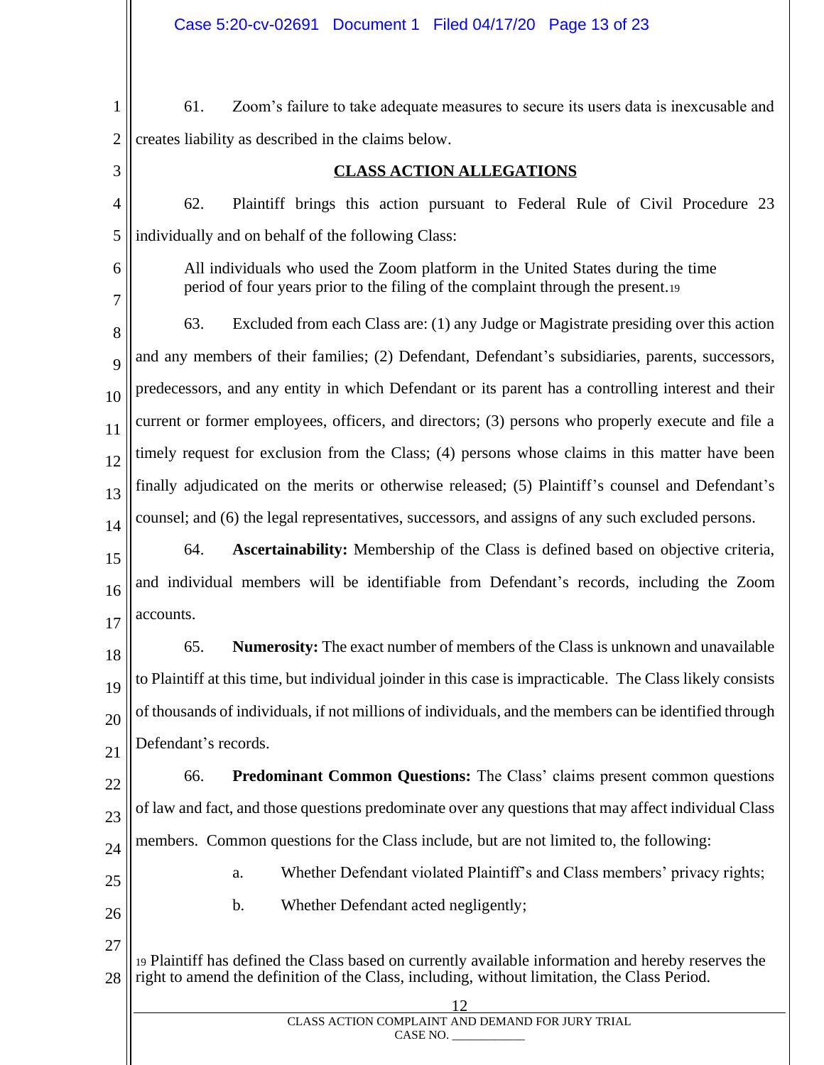61. Zoom's failure to take adequate measures to secure its users data is inexcusable and creates liability as described in the claims below.

## CLASS ACTION ALLEGATIONS

62. Plaintiff brings this action pursuant to Federal Rule of Civil Procedure 23 individually and on behalf of the following Class:

> All individuals who used the Zoom platform in the United States during the time period of four years prior to the filing of the complaint through the present.[19]

63. Excluded from each Class are: (1) any Judge or Magistrate presiding over this action and any members of their families; (2) Defendant, Defendant's subsidiaries, parents, successors, predecessors, and any entity in which Defendant or its parent has a controlling interest and their current or former employees, officers, and directors; (3) persons who properly execute and file a timely request for exclusion from the Class; (4) persons whose claims in this matter have been finally adjudicated on the merits or otherwise released; (5) Plaintiff's counsel and Defendant's counsel; and (6) the legal representatives, successors, and assigns of any such excluded persons.

64. **Ascertainability:** Membership of the Class is defined based on objective criteria, and individual members will be identifiable from Defendant's records, including the Zoom accounts.

65. **Numerosity:** The exact number of members of the Class is unknown and unavailable to Plaintiff at this time, but individual joinder in this case is impracticable. The Class likely consists of thousands of individuals, if not millions of individuals, and the members can be identified through Defendant's records.

66. **Predominant Common Questions:** The Class' claims present common questions of law and fact, and those questions predominate over any questions that may affect individual Class members. Common questions for the Class include, but are not limited to, the following:

a. Whether Defendant violated Plaintiff's and Class members' privacy rights;

b. Whether Defendant acted negligently;

[19] Plaintiff has defined the Class based on currently available information and hereby reserves the right to amend the definition of the Class, including, without limitation, the Class Period.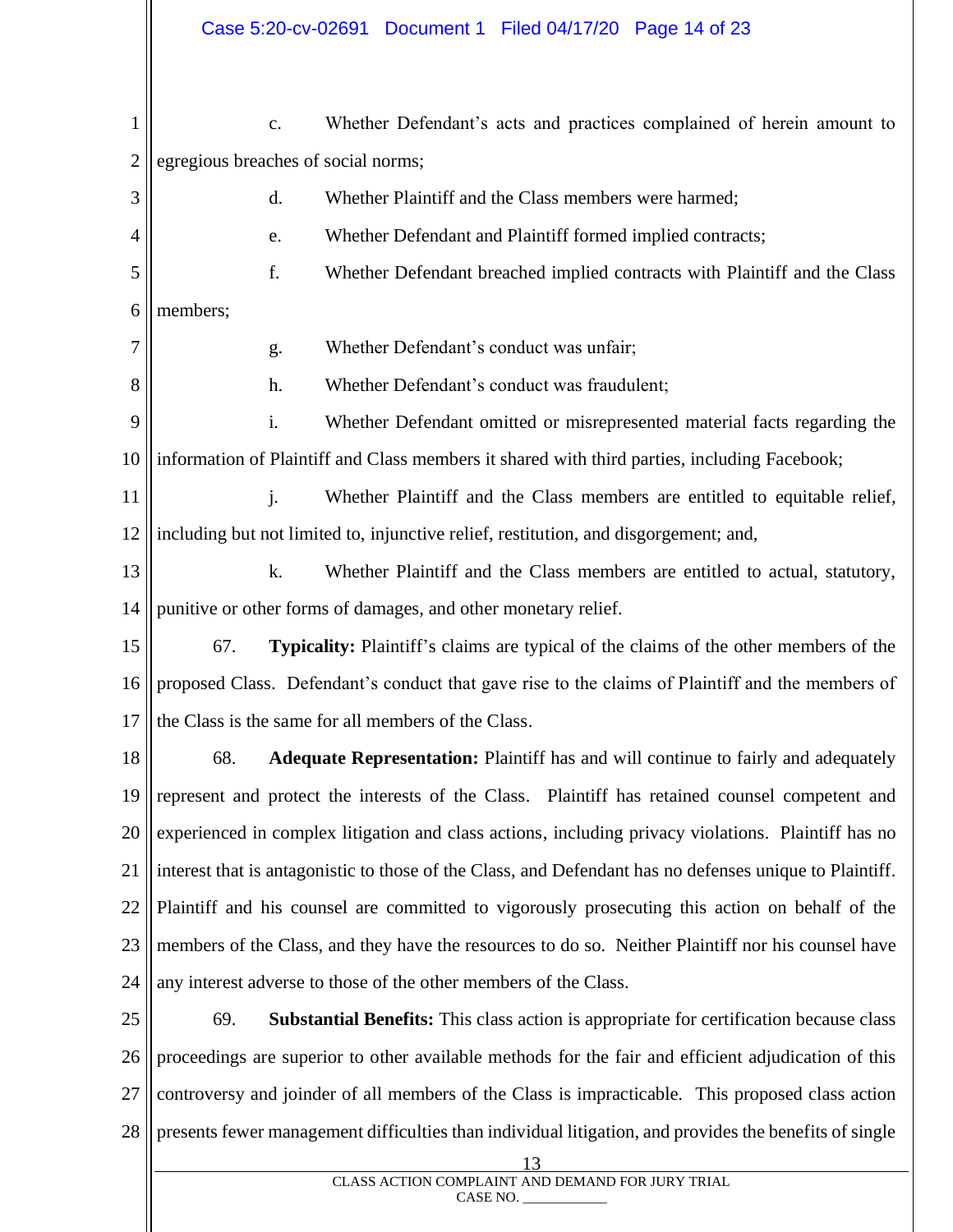c. Whether Defendant's acts and practices complained of herein amount to egregious breaches of social norms;

d. Whether Plaintiff and the Class members were harmed;

e. Whether Defendant and Plaintiff formed implied contracts;

f. Whether Defendant breached implied contracts with Plaintiff and the Class members;

g. Whether Defendant's conduct was unfair;

h. Whether Defendant's conduct was fraudulent;

i. Whether Defendant omitted or misrepresented material facts regarding the information of Plaintiff and Class members it shared with third parties, including Facebook;

j. Whether Plaintiff and the Class members are entitled to equitable relief, including but not limited to, injunctive relief, restitution, and disgorgement; and,

k. Whether Plaintiff and the Class members are entitled to actual, statutory, punitive or other forms of damages, and other monetary relief.

67. **Typicality:** Plaintiff's claims are typical of the claims of the other members of the proposed Class. Defendant's conduct that gave rise to the claims of Plaintiff and the members of the Class is the same for all members of the Class.

68. **Adequate Representation:** Plaintiff has and will continue to fairly and adequately represent and protect the interests of the Class. Plaintiff has retained counsel competent and experienced in complex litigation and class actions, including privacy violations. Plaintiff has no interest that is antagonistic to those of the Class, and Defendant has no defenses unique to Plaintiff. Plaintiff and his counsel are committed to vigorously prosecuting this action on behalf of the members of the Class, and they have the resources to do so. Neither Plaintiff nor his counsel have any interest adverse to those of the other members of the Class.

69. **Substantial Benefits:** This class action is appropriate for certification because class proceedings are superior to other available methods for the fair and efficient adjudication of this controversy and joinder of all members of the Class is impracticable. This proposed class action presents fewer management difficulties than individual litigation, and provides the benefits of single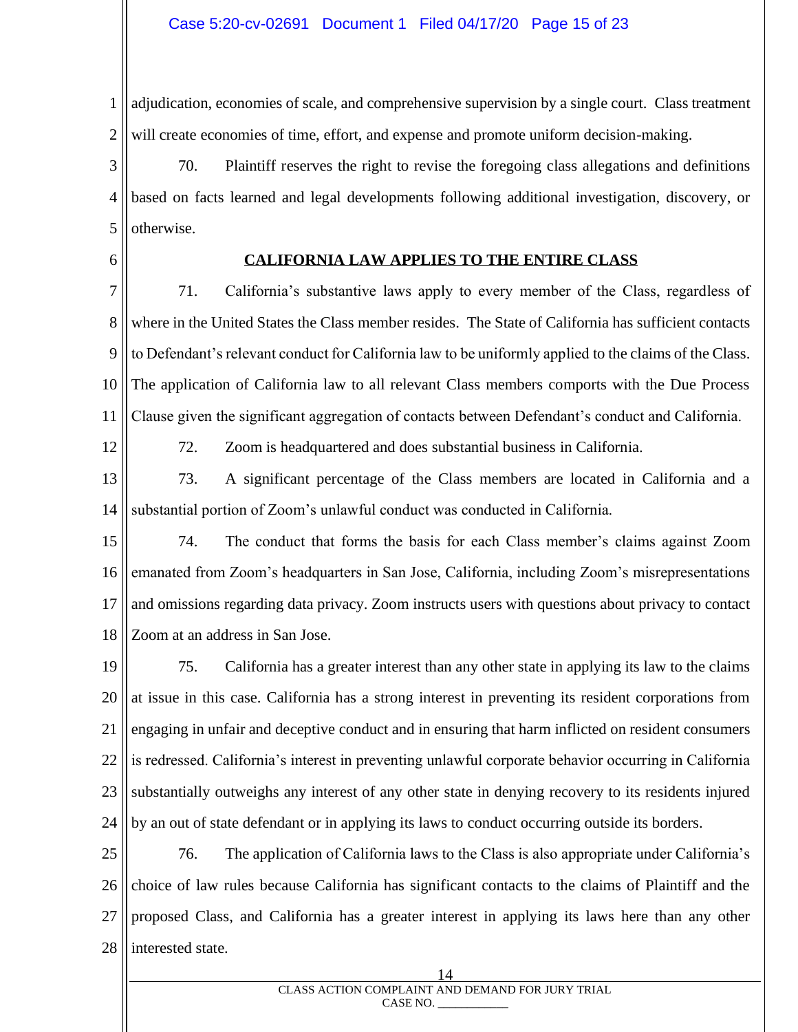adjudication, economies of scale, and comprehensive supervision by a single court. Class treatment will create economies of time, effort, and expense and promote uniform decision-making.

70. Plaintiff reserves the right to revise the foregoing class allegations and definitions based on facts learned and legal developments following additional investigation, discovery, or otherwise.

## CALIFORNIA LAW APPLIES TO THE ENTIRE CLASS

71. California's substantive laws apply to every member of the Class, regardless of where in the United States the Class member resides. The State of California has sufficient contacts to Defendant's relevant conduct for California law to be uniformly applied to the claims of the Class. The application of California law to all relevant Class members comports with the Due Process Clause given the significant aggregation of contacts between Defendant's conduct and California.

72. Zoom is headquartered and does substantial business in California.

73. A significant percentage of the Class members are located in California and a substantial portion of Zoom's unlawful conduct was conducted in California.

74. The conduct that forms the basis for each Class member's claims against Zoom emanated from Zoom's headquarters in San Jose, California, including Zoom's misrepresentations and omissions regarding data privacy. Zoom instructs users with questions about privacy to contact Zoom at an address in San Jose.

75. California has a greater interest than any other state in applying its law to the claims at issue in this case. California has a strong interest in preventing its resident corporations from engaging in unfair and deceptive conduct and in ensuring that harm inflicted on resident consumers is redressed. California's interest in preventing unlawful corporate behavior occurring in California substantially outweighs any interest of any other state in denying recovery to its residents injured by an out of state defendant or in applying its laws to conduct occurring outside its borders.

76. The application of California laws to the Class is also appropriate under California's choice of law rules because California has significant contacts to the claims of Plaintiff and the proposed Class, and California has a greater interest in applying its laws here than any other interested state.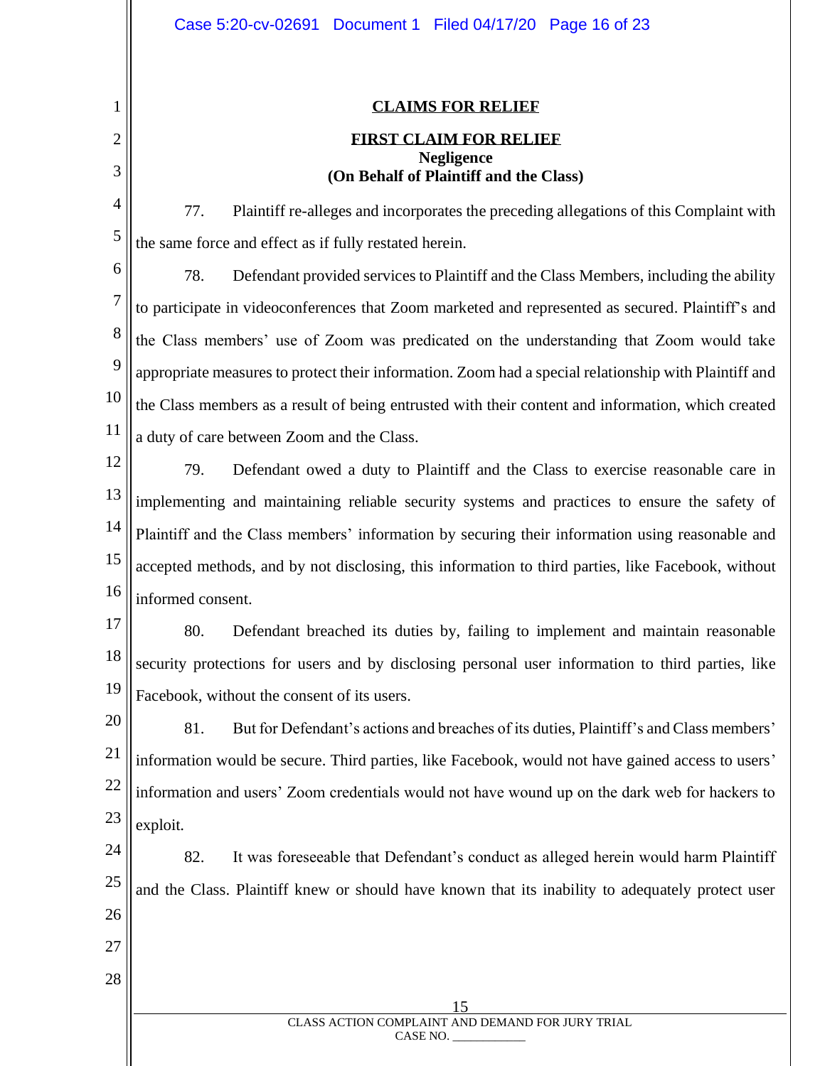## CLAIMS FOR RELIEF

### FIRST CLAIM FOR RELIEF

**Negligence**

**(On Behalf of Plaintiff and the Class)**

77. Plaintiff re-alleges and incorporates the preceding allegations of this Complaint with the same force and effect as if fully restated herein.

78. Defendant provided services to Plaintiff and the Class Members, including the ability to participate in videoconferences that Zoom marketed and represented as secured. Plaintiff's and the Class members' use of Zoom was predicated on the understanding that Zoom would take appropriate measures to protect their information. Zoom had a special relationship with Plaintiff and the Class members as a result of being entrusted with their content and information, which created a duty of care between Zoom and the Class.

79. Defendant owed a duty to Plaintiff and the Class to exercise reasonable care in implementing and maintaining reliable security systems and practices to ensure the safety of Plaintiff and the Class members' information by securing their information using reasonable and accepted methods, and by not disclosing, this information to third parties, like Facebook, without informed consent.

80. Defendant breached its duties by, failing to implement and maintain reasonable security protections for users and by disclosing personal user information to third parties, like Facebook, without the consent of its users.

81. But for Defendant's actions and breaches of its duties, Plaintiff's and Class members' information would be secure. Third parties, like Facebook, would not have gained access to users' information and users' Zoom credentials would not have wound up on the dark web for hackers to exploit.

82. It was foreseeable that Defendant's conduct as alleged herein would harm Plaintiff and the Class. Plaintiff knew or should have known that its inability to adequately protect user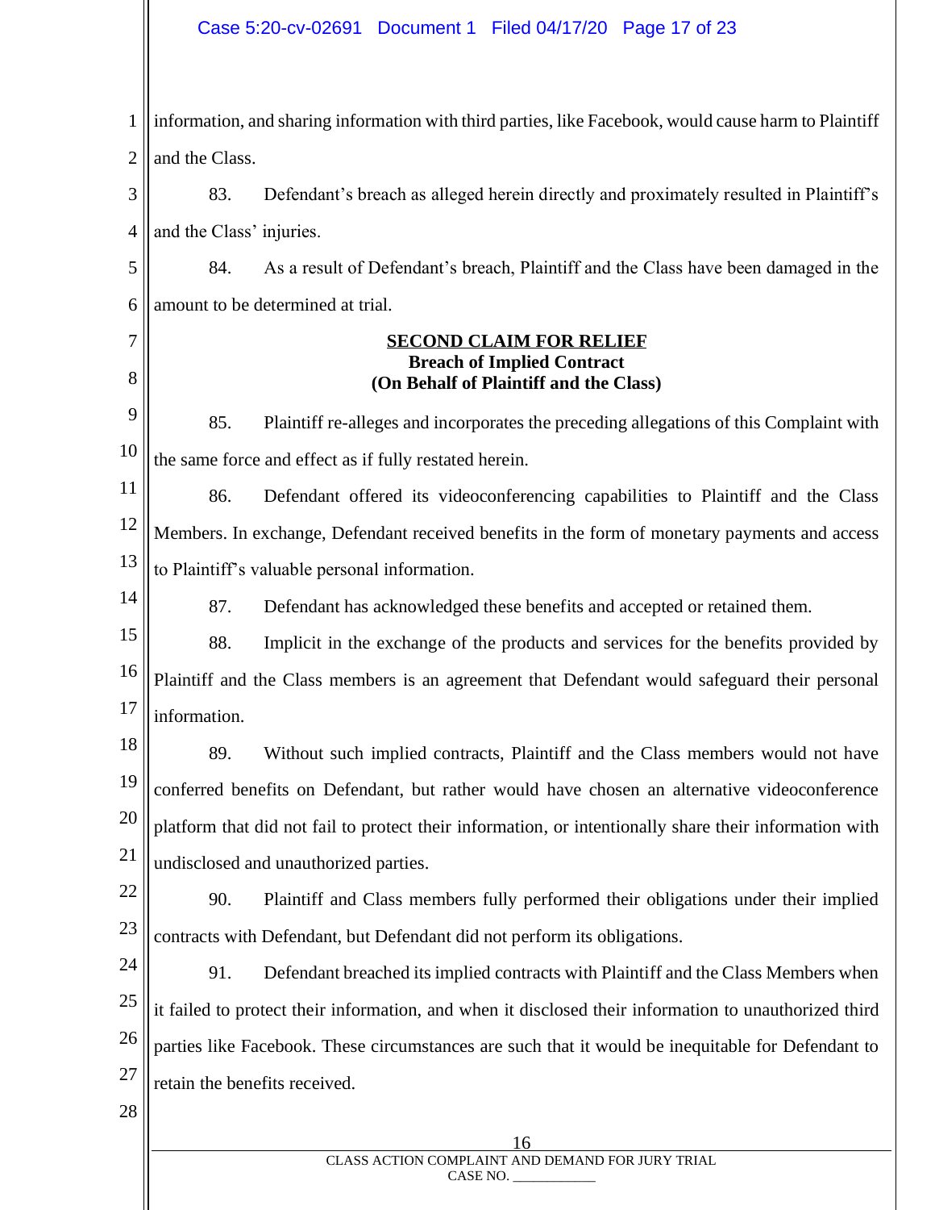information, and sharing information with third parties, like Facebook, would cause harm to Plaintiff and the Class.

83. Defendant's breach as alleged herein directly and proximately resulted in Plaintiff's and the Class' injuries.

84. As a result of Defendant's breach, Plaintiff and the Class have been damaged in the amount to be determined at trial.

## SECOND CLAIM FOR RELIEF
**Breach of Implied Contract**
**(On Behalf of Plaintiff and the Class)**

85. Plaintiff re-alleges and incorporates the preceding allegations of this Complaint with the same force and effect as if fully restated herein.

86. Defendant offered its videoconferencing capabilities to Plaintiff and the Class Members. In exchange, Defendant received benefits in the form of monetary payments and access to Plaintiff's valuable personal information.

87. Defendant has acknowledged these benefits and accepted or retained them.

88. Implicit in the exchange of the products and services for the benefits provided by Plaintiff and the Class members is an agreement that Defendant would safeguard their personal information.

89. Without such implied contracts, Plaintiff and the Class members would not have conferred benefits on Defendant, but rather would have chosen an alternative videoconference platform that did not fail to protect their information, or intentionally share their information with undisclosed and unauthorized parties.

90. Plaintiff and Class members fully performed their obligations under their implied contracts with Defendant, but Defendant did not perform its obligations.

91. Defendant breached its implied contracts with Plaintiff and the Class Members when it failed to protect their information, and when it disclosed their information to unauthorized third parties like Facebook. These circumstances are such that it would be inequitable for Defendant to retain the benefits received.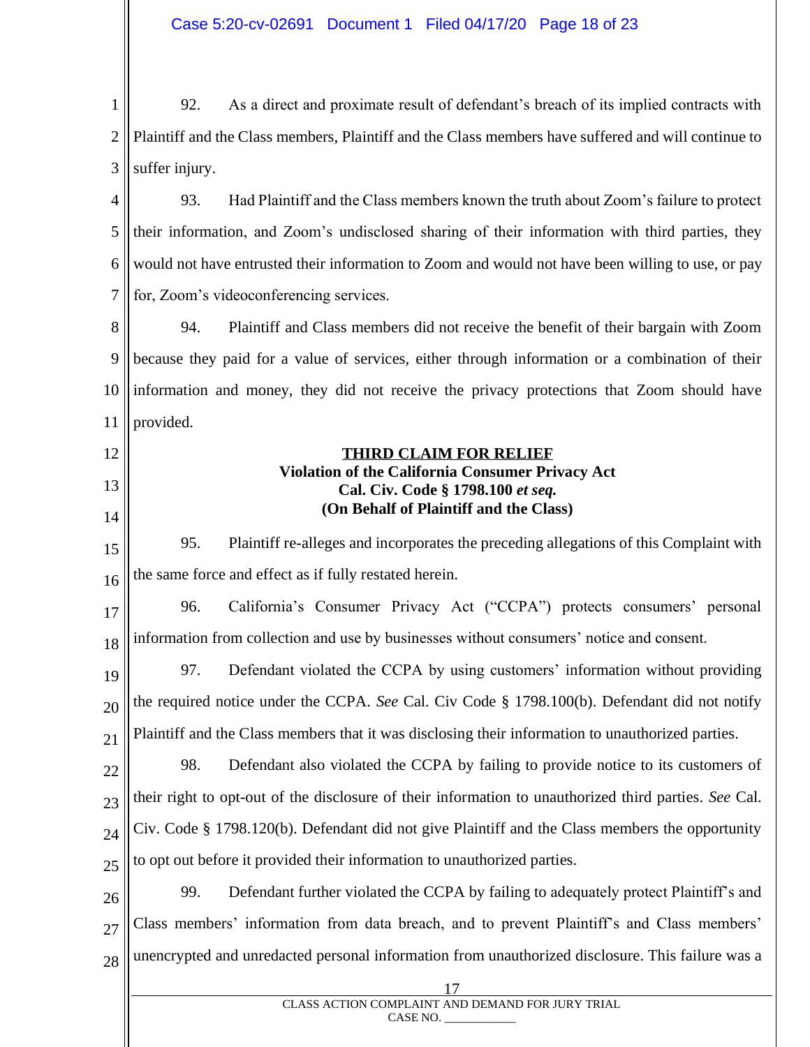92. As a direct and proximate result of defendant's breach of its implied contracts with Plaintiff and the Class members, Plaintiff and the Class members have suffered and will continue to suffer injury.

93. Had Plaintiff and the Class members known the truth about Zoom's failure to protect their information, and Zoom's undisclosed sharing of their information with third parties, they would not have entrusted their information to Zoom and would not have been willing to use, or pay for, Zoom's videoconferencing services.

94. Plaintiff and Class members did not receive the benefit of their bargain with Zoom because they paid for a value of services, either through information or a combination of their information and money, they did not receive the privacy protections that Zoom should have provided.

**THIRD CLAIM FOR RELIEF**
**Violation of the California Consumer Privacy Act**
**Cal. Civ. Code § 1798.100 *et seq.***
**(On Behalf of Plaintiff and the Class)**

95. Plaintiff re-alleges and incorporates the preceding allegations of this Complaint with the same force and effect as if fully restated herein.

96. California's Consumer Privacy Act ("CCPA") protects consumers' personal information from collection and use by businesses without consumers' notice and consent.

97. Defendant violated the CCPA by using customers' information without providing the required notice under the CCPA. *See* Cal. Civ Code § 1798.100(b). Defendant did not notify Plaintiff and the Class members that it was disclosing their information to unauthorized parties.

98. Defendant also violated the CCPA by failing to provide notice to its customers of their right to opt-out of the disclosure of their information to unauthorized third parties. *See* Cal. Civ. Code § 1798.120(b). Defendant did not give Plaintiff and the Class members the opportunity to opt out before it provided their information to unauthorized parties.

99. Defendant further violated the CCPA by failing to adequately protect Plaintiff's and Class members' information from data breach, and to prevent Plaintiff's and Class members' unencrypted and unredacted personal information from unauthorized disclosure. This failure was a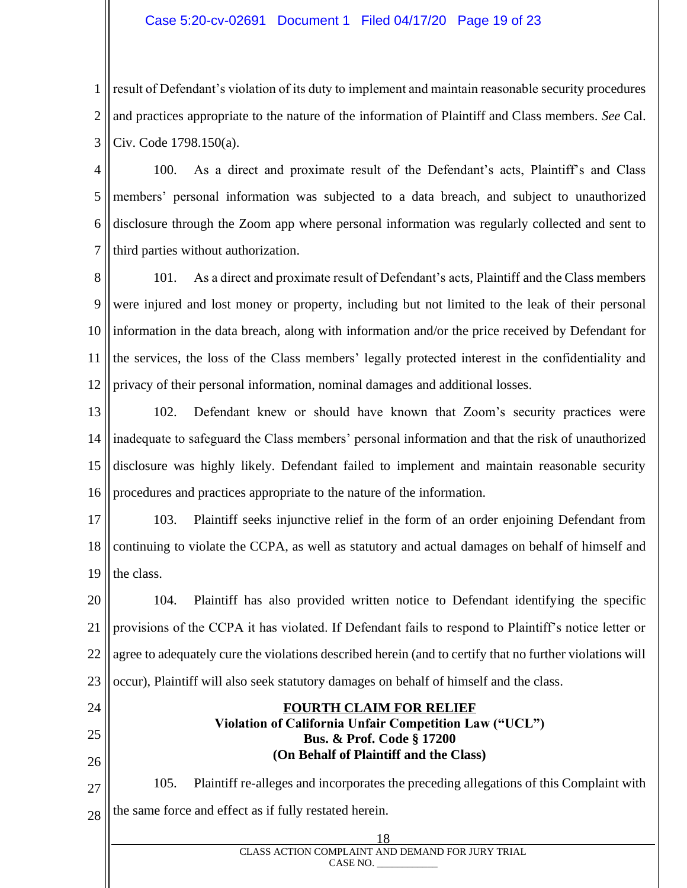result of Defendant's violation of its duty to implement and maintain reasonable security procedures and practices appropriate to the nature of the information of Plaintiff and Class members. *See* Cal. Civ. Code 1798.150(a).

100. As a direct and proximate result of the Defendant's acts, Plaintiff's and Class members' personal information was subjected to a data breach, and subject to unauthorized disclosure through the Zoom app where personal information was regularly collected and sent to third parties without authorization.

101. As a direct and proximate result of Defendant's acts, Plaintiff and the Class members were injured and lost money or property, including but not limited to the leak of their personal information in the data breach, along with information and/or the price received by Defendant for the services, the loss of the Class members' legally protected interest in the confidentiality and privacy of their personal information, nominal damages and additional losses.

102. Defendant knew or should have known that Zoom's security practices were inadequate to safeguard the Class members' personal information and that the risk of unauthorized disclosure was highly likely. Defendant failed to implement and maintain reasonable security procedures and practices appropriate to the nature of the information.

103. Plaintiff seeks injunctive relief in the form of an order enjoining Defendant from continuing to violate the CCPA, as well as statutory and actual damages on behalf of himself and the class.

104. Plaintiff has also provided written notice to Defendant identifying the specific provisions of the CCPA it has violated. If Defendant fails to respond to Plaintiff's notice letter or agree to adequately cure the violations described herein (and to certify that no further violations will occur), Plaintiff will also seek statutory damages on behalf of himself and the class.

## FOURTH CLAIM FOR RELIEF
**Violation of California Unfair Competition Law ("UCL")**
**Bus. & Prof. Code § 17200**
**(On Behalf of Plaintiff and the Class)**

105. Plaintiff re-alleges and incorporates the preceding allegations of this Complaint with the same force and effect as if fully restated herein.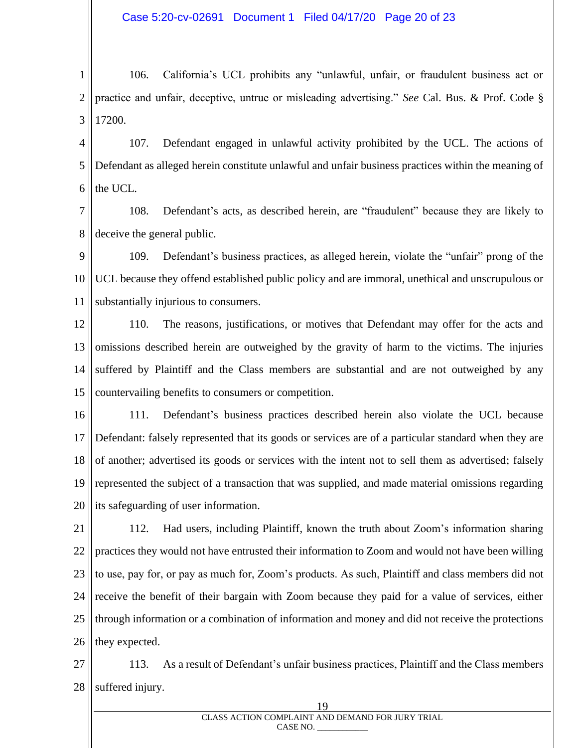106. California's UCL prohibits any "unlawful, unfair, or fraudulent business act or practice and unfair, deceptive, untrue or misleading advertising." *See* Cal. Bus. & Prof. Code § 17200.

107. Defendant engaged in unlawful activity prohibited by the UCL. The actions of Defendant as alleged herein constitute unlawful and unfair business practices within the meaning of the UCL.

108. Defendant's acts, as described herein, are "fraudulent" because they are likely to deceive the general public.

109. Defendant's business practices, as alleged herein, violate the "unfair" prong of the UCL because they offend established public policy and are immoral, unethical and unscrupulous or substantially injurious to consumers.

110. The reasons, justifications, or motives that Defendant may offer for the acts and omissions described herein are outweighed by the gravity of harm to the victims. The injuries suffered by Plaintiff and the Class members are substantial and are not outweighed by any countervailing benefits to consumers or competition.

111. Defendant's business practices described herein also violate the UCL because Defendant: falsely represented that its goods or services are of a particular standard when they are of another; advertised its goods or services with the intent not to sell them as advertised; falsely represented the subject of a transaction that was supplied, and made material omissions regarding its safeguarding of user information.

112. Had users, including Plaintiff, known the truth about Zoom's information sharing practices they would not have entrusted their information to Zoom and would not have been willing to use, pay for, or pay as much for, Zoom's products. As such, Plaintiff and class members did not receive the benefit of their bargain with Zoom because they paid for a value of services, either through information or a combination of information and money and did not receive the protections they expected.

113. As a result of Defendant's unfair business practices, Plaintiff and the Class members suffered injury.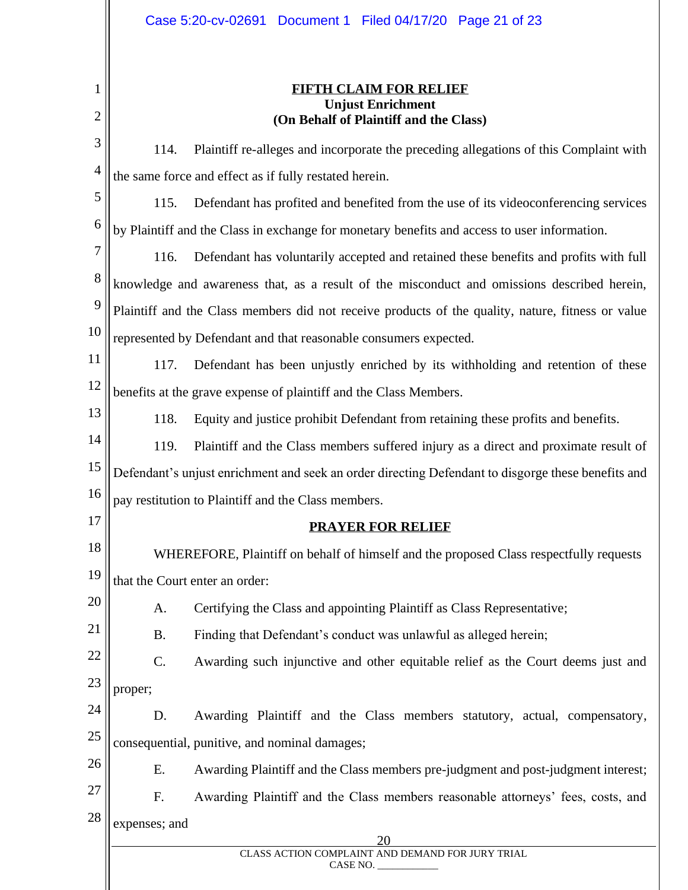## FIFTH CLAIM FOR RELIEF
**Unjust Enrichment**
**(On Behalf of Plaintiff and the Class)**

114. Plaintiff re-alleges and incorporate the preceding allegations of this Complaint with the same force and effect as if fully restated herein.

115. Defendant has profited and benefited from the use of its videoconferencing services by Plaintiff and the Class in exchange for monetary benefits and access to user information.

116. Defendant has voluntarily accepted and retained these benefits and profits with full knowledge and awareness that, as a result of the misconduct and omissions described herein, Plaintiff and the Class members did not receive products of the quality, nature, fitness or value represented by Defendant and that reasonable consumers expected.

117. Defendant has been unjustly enriched by its withholding and retention of these benefits at the grave expense of plaintiff and the Class Members.

118. Equity and justice prohibit Defendant from retaining these profits and benefits.

119. Plaintiff and the Class members suffered injury as a direct and proximate result of Defendant's unjust enrichment and seek an order directing Defendant to disgorge these benefits and pay restitution to Plaintiff and the Class members.

## PRAYER FOR RELIEF

WHEREFORE, Plaintiff on behalf of himself and the proposed Class respectfully requests that the Court enter an order:

A. Certifying the Class and appointing Plaintiff as Class Representative;

B. Finding that Defendant's conduct was unlawful as alleged herein;

C. Awarding such injunctive and other equitable relief as the Court deems just and proper;

D. Awarding Plaintiff and the Class members statutory, actual, compensatory, consequential, punitive, and nominal damages;

E. Awarding Plaintiff and the Class members pre-judgment and post-judgment interest;

F. Awarding Plaintiff and the Class members reasonable attorneys' fees, costs, and expenses; and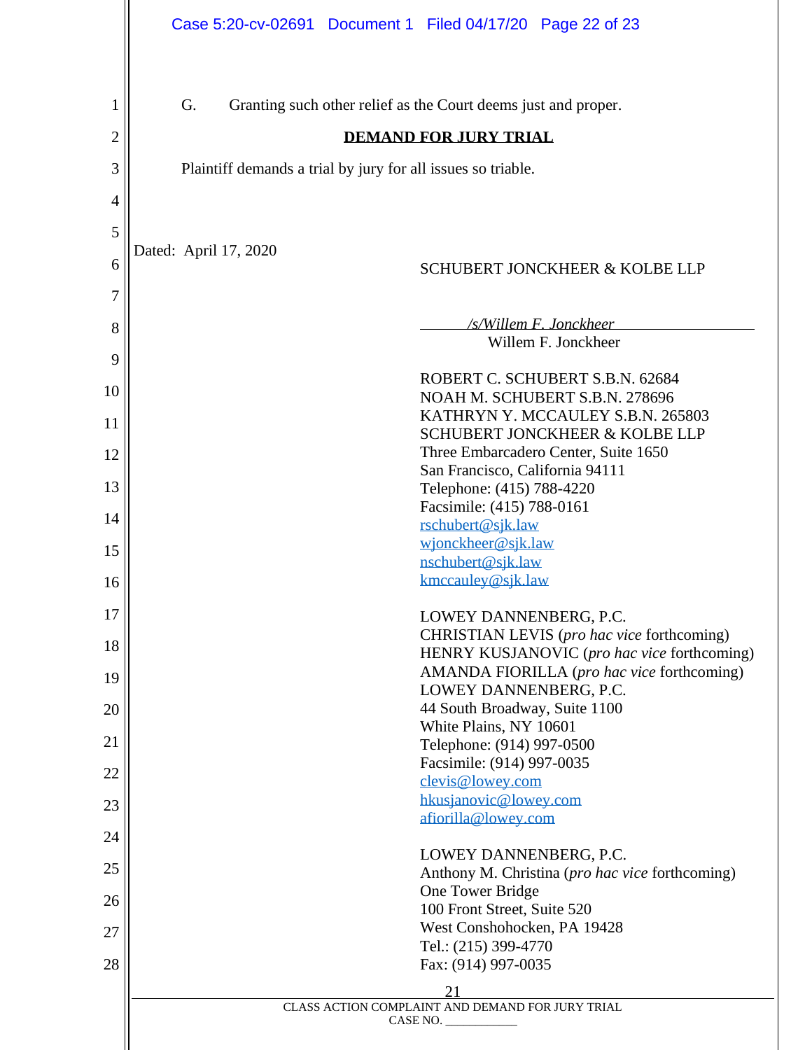G. Granting such other relief as the Court deems just and proper.

**DEMAND FOR JURY TRIAL**

Plaintiff demands a trial by jury for all issues so triable.

Dated: April 17, 2020

SCHUBERT JONCKHEER & KOLBE LLP

*/s/Willem F. Jonckheer*
Willem F. Jonckheer

ROBERT C. SCHUBERT S.B.N. 62684
NOAH M. SCHUBERT S.B.N. 278696
KATHRYN Y. MCCAULEY S.B.N. 265803
SCHUBERT JONCKHEER & KOLBE LLP
Three Embarcadero Center, Suite 1650
San Francisco, California 94111
Telephone: (415) 788-4220
Facsimile: (415) 788-0161
rschubert@sjk.law
wjonckheer@sjk.law
nschubert@sjk.law
kmccauley@sjk.law

LOWEY DANNENBERG, P.C.
CHRISTIAN LEVIS (*pro hac vice* forthcoming)
HENRY KUSJANOVIC (*pro hac vice* forthcoming)
AMANDA FIORILLA (*pro hac vice* forthcoming)
LOWEY DANNENBERG, P.C.
44 South Broadway, Suite 1100
White Plains, NY 10601
Telephone: (914) 997-0500
Facsimile: (914) 997-0035
clevis@lowey.com
hkusjanovic@lowey.com
afiorilla@lowey.com

LOWEY DANNENBERG, P.C.
Anthony M. Christina (*pro hac vice* forthcoming)
One Tower Bridge
100 Front Street, Suite 520
West Conshohocken, PA 19428
Tel.: (215) 399-4770
Fax: (914) 997-0035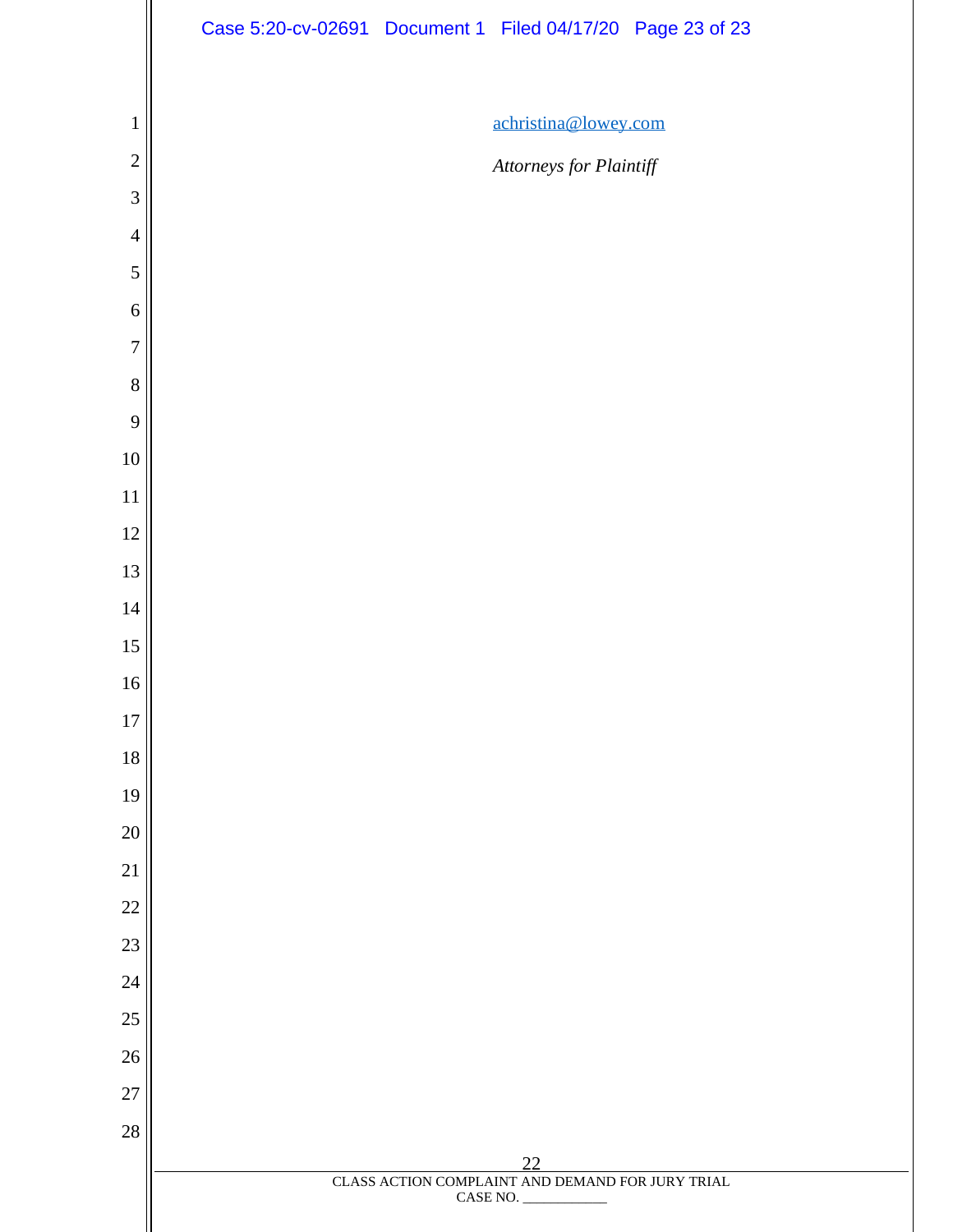achristina@lowey.com

*Attorneys for Plaintiff*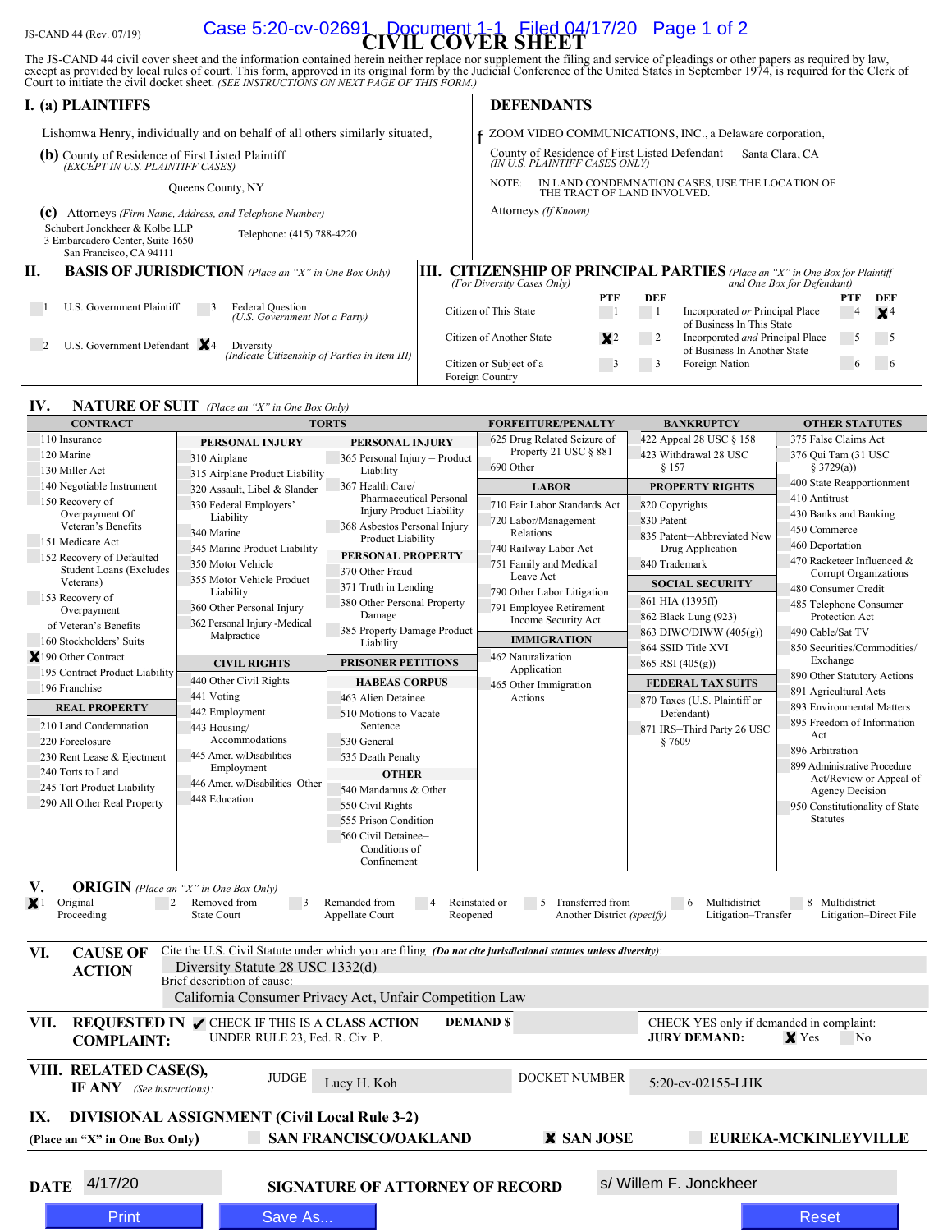JS-CAND 44 (Rev. 07/19)

# CIVIL COVER SHEET

The JS-CAND 44 civil cover sheet and the information contained herein neither replace nor supplement the filing and service of pleadings or other papers as required by law, except as provided by local rules of court. This form, approved in its original form by the Judicial Conference of the United States in September 1974, is required for the Clerk of Court to initiate the civil docket sheet. *(SEE INSTRUCTIONS ON NEXT PAGE OF THIS FORM.)*

## I. (a) PLAINTIFFS

Lishomwa Henry, individually and on behalf of all others similarly situated,

**(b)** County of Residence of First Listed Plaintiff *(EXCEPT IN U.S. PLAINTIFF CASES)*: Queens County, NY

**(c)** Attorneys *(Firm Name, Address, and Telephone Number)*
Schubert Jonckheer & Kolbe LLP
3 Embarcadero Center, Suite 1650
San Francisco, CA 94111
Telephone: (415) 788-4220

## DEFENDANTS

ZOOM VIDEO COMMUNICATIONS, INC., a Delaware corporation,

County of Residence of First Listed Defendant *(IN U.S. PLAINTIFF CASES ONLY)*: Santa Clara, CA

NOTE: IN LAND CONDEMNATION CASES, USE THE LOCATION OF THE TRACT OF LAND INVOLVED.

Attorneys *(If Known)*

## II. BASIS OF JURISDICTION *(Place an "X" in One Box Only)*

- ☐ 1 U.S. Government Plaintiff
- ☐ 3 Federal Question *(U.S. Government Not a Party)*
- ☐ 2 U.S. Government Defendant
- ☒ 4 Diversity *(Indicate Citizenship of Parties in Item III)*

## III. CITIZENSHIP OF PRINCIPAL PARTIES *(Place an "X" in One Box for Plaintiff and One Box for Defendant)* *(For Diversity Cases Only)*

| | PTF | DEF | | PTF | DEF |
|---|---|---|---|---|---|
| Citizen of This State | ☐ 1 | ☐ 1 | Incorporated *or* Principal Place of Business In This State | ☐ 4 | ☒ 4 |
| Citizen of Another State | ☒ 2 | ☐ 2 | Incorporated *and* Principal Place of Business In Another State | ☐ 5 | ☐ 5 |
| Citizen or Subject of a Foreign Country | ☐ 3 | ☐ 3 | Foreign Nation | ☐ 6 | ☐ 6 |

## IV. NATURE OF SUIT *(Place an "X" in One Box Only)*

**CONTRACT**
- 110 Insurance
- 120 Marine
- 130 Miller Act
- 140 Negotiable Instrument
- 150 Recovery of Overpayment Of Veteran's Benefits
- 151 Medicare Act
- 152 Recovery of Defaulted Student Loans (Excludes Veterans)
- 153 Recovery of Overpayment of Veteran's Benefits
- 160 Stockholders' Suits
- ☒ 190 Other Contract
- 195 Contract Product Liability
- 196 Franchise

**REAL PROPERTY**
- 210 Land Condemnation
- 220 Foreclosure
- 230 Rent Lease & Ejectment
- 240 Torts to Land
- 245 Tort Product Liability
- 290 All Other Real Property

**TORTS**

*PERSONAL INJURY*
- 310 Airplane
- 315 Airplane Product Liability
- 320 Assault, Libel & Slander
- 330 Federal Employers' Liability
- 340 Marine
- 345 Marine Product Liability
- 350 Motor Vehicle
- 355 Motor Vehicle Product Liability
- 360 Other Personal Injury
- 362 Personal Injury -Medical Malpractice

*PERSONAL INJURY*
- 365 Personal Injury – Product Liability
- 367 Health Care/ Pharmaceutical Personal Injury Product Liability
- 368 Asbestos Personal Injury Product Liability

*PERSONAL PROPERTY*
- 370 Other Fraud
- 371 Truth in Lending
- 380 Other Personal Property Damage
- 385 Property Damage Product Liability

**CIVIL RIGHTS**
- 440 Other Civil Rights
- 441 Voting
- 442 Employment
- 443 Housing/ Accommodations
- 445 Amer. w/Disabilities–Employment
- 446 Amer. w/Disabilities–Other
- 448 Education

**PRISONER PETITIONS**

*HABEAS CORPUS*
- 463 Alien Detainee
- 510 Motions to Vacate Sentence
- 530 General
- 535 Death Penalty

*OTHER*
- 540 Mandamus & Other
- 550 Civil Rights
- 555 Prison Condition
- 560 Civil Detainee– Conditions of Confinement

**FORFEITURE/PENALTY**
- 625 Drug Related Seizure of Property 21 USC § 881
- 690 Other

**LABOR**
- 710 Fair Labor Standards Act
- 720 Labor/Management Relations
- 740 Railway Labor Act
- 751 Family and Medical Leave Act
- 790 Other Labor Litigation
- 791 Employee Retirement Income Security Act

**IMMIGRATION**
- 462 Naturalization Application
- 465 Other Immigration Actions

**BANKRUPTCY**
- 422 Appeal 28 USC § 158
- 423 Withdrawal 28 USC § 157

**PROPERTY RIGHTS**
- 820 Copyrights
- 830 Patent
- 835 Patent─Abbreviated New Drug Application
- 840 Trademark

**SOCIAL SECURITY**
- 861 HIA (1395ff)
- 862 Black Lung (923)
- 863 DIWC/DIWW (405(g))
- 864 SSID Title XVI
- 865 RSI (405(g))

**FEDERAL TAX SUITS**
- 870 Taxes (U.S. Plaintiff or Defendant)
- 871 IRS–Third Party 26 USC § 7609

**OTHER STATUTES**
- 375 False Claims Act
- 376 Qui Tam (31 USC § 3729(a))
- 400 State Reapportionment
- 410 Antitrust
- 430 Banks and Banking
- 450 Commerce
- 460 Deportation
- 470 Racketeer Influenced & Corrupt Organizations
- 480 Consumer Credit
- 485 Telephone Consumer Protection Act
- 490 Cable/Sat TV
- 850 Securities/Commodities/ Exchange
- 890 Other Statutory Actions
- 891 Agricultural Acts
- 893 Environmental Matters
- 895 Freedom of Information Act
- 896 Arbitration
- 899 Administrative Procedure Act/Review or Appeal of Agency Decision
- 950 Constitutionality of State Statutes

## V. ORIGIN *(Place an "X" in One Box Only)*

- ☒ 1 Original Proceeding
- ☐ 2 Removed from State Court
- ☐ 3 Remanded from Appellate Court
- ☐ 4 Reinstated or Reopened
- ☐ 5 Transferred from Another District *(specify)*
- ☐ 6 Multidistrict Litigation–Transfer
- ☐ 8 Multidistrict Litigation–Direct File

## VI. CAUSE OF ACTION

Cite the U.S. Civil Statute under which you are filing *(Do not cite jurisdictional statutes unless diversity)*: Diversity Statute 28 USC 1332(d)

Brief description of cause: California Consumer Privacy Act, Unfair Competition Law

## VII. REQUESTED IN COMPLAINT:

☑ CHECK IF THIS IS A CLASS ACTION UNDER RULE 23, Fed. R. Civ. P.

DEMAND $

CHECK YES only if demanded in complaint: **JURY DEMAND:** ☒ Yes ☐ No

## VIII. RELATED CASE(S), IF ANY *(See instructions)*:

JUDGE: Lucy H. Koh    DOCKET NUMBER: 5:20-cv-02155-LHK

## IX. DIVISIONAL ASSIGNMENT (Civil Local Rule 3-2)

**(Place an "X" in One Box Only)**

☐ SAN FRANCISCO/OAKLAND    ☒ SAN JOSE    ☐ EUREKA-MCKINLEYVILLE

**DATE** 4/17/20    **SIGNATURE OF ATTORNEY OF RECORD** s/ Willem F. Jonckheer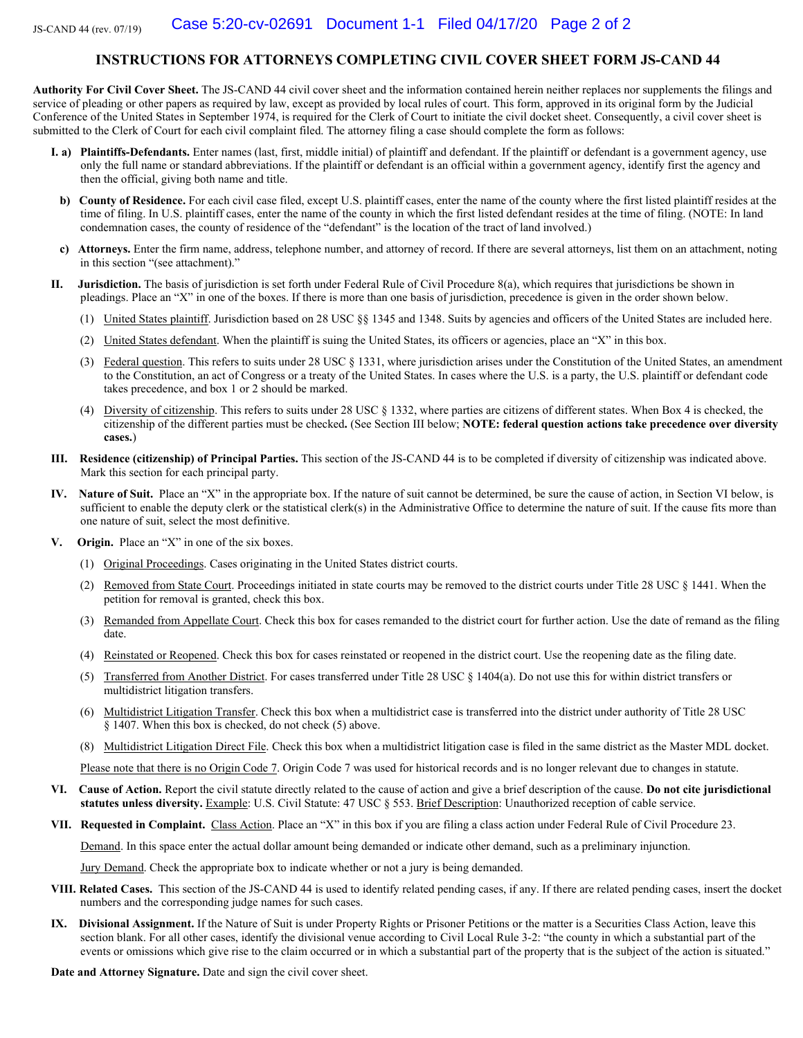JS-CAND 44 (rev. 07/19)

## INSTRUCTIONS FOR ATTORNEYS COMPLETING CIVIL COVER SHEET FORM JS-CAND 44

**Authority For Civil Cover Sheet.** The JS-CAND 44 civil cover sheet and the information contained herein neither replaces nor supplements the filings and service of pleading or other papers as required by law, except as provided by local rules of court. This form, approved in its original form by the Judicial Conference of the United States in September 1974, is required for the Clerk of Court to initiate the civil docket sheet. Consequently, a civil cover sheet is submitted to the Clerk of Court for each civil complaint filed. The attorney filing a case should complete the form as follows:

**I. a) Plaintiffs-Defendants.** Enter names (last, first, middle initial) of plaintiff and defendant. If the plaintiff or defendant is a government agency, use only the full name or standard abbreviations. If the plaintiff or defendant is an official within a government agency, identify first the agency and then the official, giving both name and title.

**b) County of Residence.** For each civil case filed, except U.S. plaintiff cases, enter the name of the county where the first listed plaintiff resides at the time of filing. In U.S. plaintiff cases, enter the name of the county in which the first listed defendant resides at the time of filing. (NOTE: In land condemnation cases, the county of residence of the "defendant" is the location of the tract of land involved.)

**c) Attorneys.** Enter the firm name, address, telephone number, and attorney of record. If there are several attorneys, list them on an attachment, noting in this section "(see attachment)."

**II. Jurisdiction.** The basis of jurisdiction is set forth under Federal Rule of Civil Procedure 8(a), which requires that jurisdictions be shown in pleadings. Place an "X" in one of the boxes. If there is more than one basis of jurisdiction, precedence is given in the order shown below.

(1) United States plaintiff. Jurisdiction based on 28 USC §§ 1345 and 1348. Suits by agencies and officers of the United States are included here.

(2) United States defendant. When the plaintiff is suing the United States, its officers or agencies, place an "X" in this box.

(3) Federal question. This refers to suits under 28 USC § 1331, where jurisdiction arises under the Constitution of the United States, an amendment to the Constitution, an act of Congress or a treaty of the United States. In cases where the U.S. is a party, the U.S. plaintiff or defendant code takes precedence, and box 1 or 2 should be marked.

(4) Diversity of citizenship. This refers to suits under 28 USC § 1332, where parties are citizens of different states. When Box 4 is checked, the citizenship of the different parties must be checked**.** (See Section III below; **NOTE: federal question actions take precedence over diversity cases.**)

**III. Residence (citizenship) of Principal Parties.** This section of the JS-CAND 44 is to be completed if diversity of citizenship was indicated above. Mark this section for each principal party.

**IV. Nature of Suit.** Place an "X" in the appropriate box. If the nature of suit cannot be determined, be sure the cause of action, in Section VI below, is sufficient to enable the deputy clerk or the statistical clerk(s) in the Administrative Office to determine the nature of suit. If the cause fits more than one nature of suit, select the most definitive.

**V. Origin.** Place an "X" in one of the six boxes.

(1) Original Proceedings. Cases originating in the United States district courts.

(2) Removed from State Court. Proceedings initiated in state courts may be removed to the district courts under Title 28 USC § 1441. When the petition for removal is granted, check this box.

(3) Remanded from Appellate Court. Check this box for cases remanded to the district court for further action. Use the date of remand as the filing date.

(4) Reinstated or Reopened. Check this box for cases reinstated or reopened in the district court. Use the reopening date as the filing date.

(5) Transferred from Another District. For cases transferred under Title 28 USC § 1404(a). Do not use this for within district transfers or multidistrict litigation transfers.

(6) Multidistrict Litigation Transfer. Check this box when a multidistrict case is transferred into the district under authority of Title 28 USC § 1407. When this box is checked, do not check (5) above.

(8) Multidistrict Litigation Direct File. Check this box when a multidistrict litigation case is filed in the same district as the Master MDL docket.

Please note that there is no Origin Code 7. Origin Code 7 was used for historical records and is no longer relevant due to changes in statute.

**VI. Cause of Action.** Report the civil statute directly related to the cause of action and give a brief description of the cause. **Do not cite jurisdictional statutes unless diversity.** Example: U.S. Civil Statute: 47 USC § 553. Brief Description: Unauthorized reception of cable service.

**VII. Requested in Complaint.** Class Action. Place an "X" in this box if you are filing a class action under Federal Rule of Civil Procedure 23.

Demand. In this space enter the actual dollar amount being demanded or indicate other demand, such as a preliminary injunction.

Jury Demand. Check the appropriate box to indicate whether or not a jury is being demanded.

**VIII. Related Cases.** This section of the JS-CAND 44 is used to identify related pending cases, if any. If there are related pending cases, insert the docket numbers and the corresponding judge names for such cases.

**IX. Divisional Assignment.** If the Nature of Suit is under Property Rights or Prisoner Petitions or the matter is a Securities Class Action, leave this section blank. For all other cases, identify the divisional venue according to Civil Local Rule 3-2: "the county in which a substantial part of the events or omissions which give rise to the claim occurred or in which a substantial part of the property that is the subject of the action is situated."

**Date and Attorney Signature.** Date and sign the civil cover sheet.